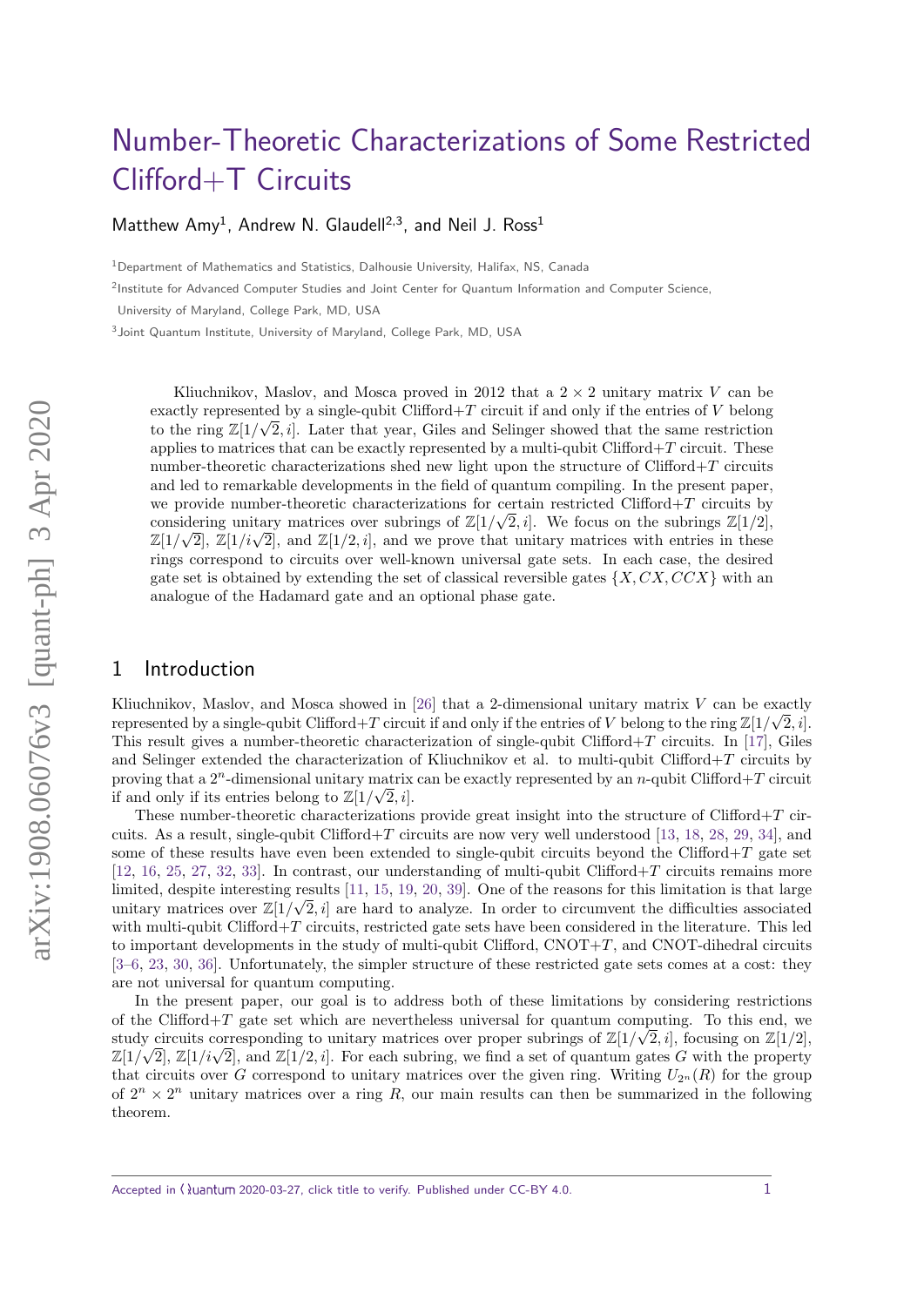# Number-Theoretic Characterizations of Some Restricted Clifford+T Circuits

Matthew Amy[1], Andrew N. Glaudell[2,3], and Neil J. Ross[1]

[1]Department of Mathematics and Statistics, Dalhousie University, Halifax, NS, Canada

[2]Institute for Advanced Computer Studies and Joint Center for Quantum Information and Computer Science, University of Maryland, College Park, MD, USA

[3]Joint Quantum Institute, University of Maryland, College Park, MD, USA

Kliuchnikov, Maslov, and Mosca proved in 2012 that a $2 \times 2$ unitary matrix $V$ can be exactly represented by a single-qubit Clifford+$T$ circuit if and only if the entries of $V$ belong to the ring $\mathbb{Z}[1/\sqrt{2}, i]$. Later that year, Giles and Selinger showed that the same restriction applies to matrices that can be exactly represented by a multi-qubit Clifford+$T$ circuit. These number-theoretic characterizations shed new light upon the structure of Clifford+$T$ circuits and led to remarkable developments in the field of quantum compiling. In the present paper, we provide number-theoretic characterizations for certain restricted Clifford+$T$ circuits by considering unitary matrices over subrings of $\mathbb{Z}[1/\sqrt{2}, i]$. We focus on the subrings $\mathbb{Z}[1/2]$, $\mathbb{Z}[1/\sqrt{2}]$, $\mathbb{Z}[1/i\sqrt{2}]$, and $\mathbb{Z}[1/2, i]$, and we prove that unitary matrices with entries in these rings correspond to circuits over well-known universal gate sets. In each case, the desired gate set is obtained by extending the set of classical reversible gates $\{X, CX, CCX\}$ with an analogue of the Hadamard gate and an optional phase gate.

## 1 Introduction

Kliuchnikov, Maslov, and Mosca showed in [26] that a 2-dimensional unitary matrix $V$ can be exactly represented by a single-qubit Clifford+$T$ circuit if and only if the entries of $V$ belong to the ring $\mathbb{Z}[1/\sqrt{2}, i]$. This result gives a number-theoretic characterization of single-qubit Clifford+$T$ circuits. In [17], Giles and Selinger extended the characterization of Kliuchnikov et al. to multi-qubit Clifford+$T$ circuits by proving that a $2^n$-dimensional unitary matrix can be exactly represented by an $n$-qubit Clifford+$T$ circuit if and only if its entries belong to $\mathbb{Z}[1/\sqrt{2}, i]$.

These number-theoretic characterizations provide great insight into the structure of Clifford+$T$ circuits. As a result, single-qubit Clifford+$T$ circuits are now very well understood [13, 18, 28, 29, 34], and some of these results have even been extended to single-qubit circuits beyond the Clifford+$T$ gate set [12, 16, 25, 27, 32, 33]. In contrast, our understanding of multi-qubit Clifford+$T$ circuits remains more limited, despite interesting results [11, 15, 19, 20, 39]. One of the reasons for this limitation is that large unitary matrices over $\mathbb{Z}[1/\sqrt{2}, i]$ are hard to analyze. In order to circumvent the difficulties associated with multi-qubit Clifford+$T$ circuits, restricted gate sets have been considered in the literature. This led to important developments in the study of multi-qubit Clifford, CNOT+$T$, and CNOT-dihedral circuits [3–6, 23, 30, 36]. Unfortunately, the simpler structure of these restricted gate sets comes at a cost: they are not universal for quantum computing.

In the present paper, our goal is to address both of these limitations by considering restrictions of the Clifford+$T$ gate set which are nevertheless universal for quantum computing. To this end, we study circuits corresponding to unitary matrices over proper subrings of $\mathbb{Z}[1/\sqrt{2}, i]$, focusing on $\mathbb{Z}[1/2]$, $\mathbb{Z}[1/\sqrt{2}]$, $\mathbb{Z}[1/i\sqrt{2}]$, and $\mathbb{Z}[1/2, i]$. For each subring, we find a set of quantum gates $G$ with the property that circuits over $G$ correspond to unitary matrices over the given ring. Writing $U_{2^n}(R)$ for the group of $2^n \times 2^n$ unitary matrices over a ring $R$, our main results can then be summarized in the following theorem.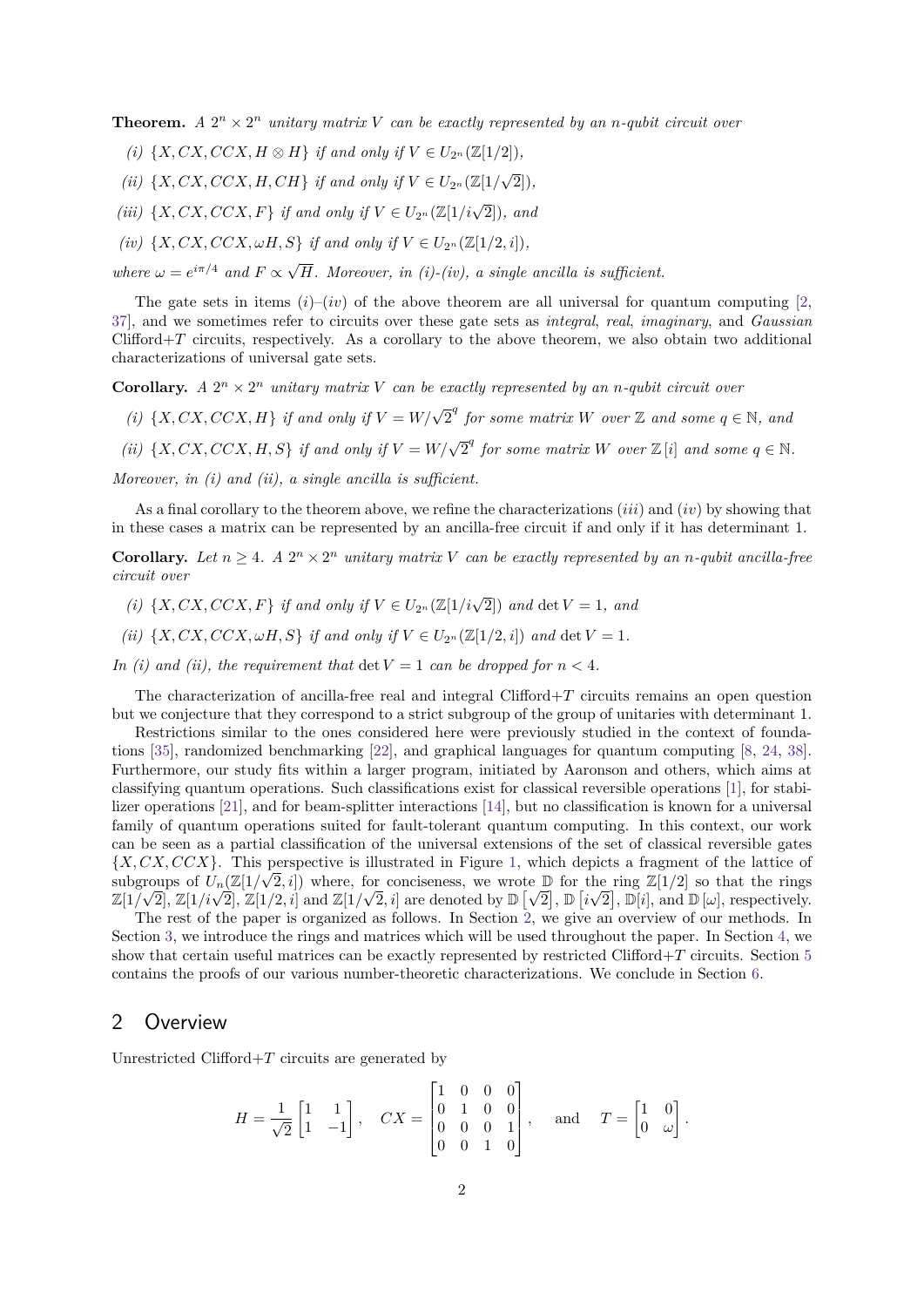**Theorem.** *A $2^n \times 2^n$ unitary matrix $V$ can be exactly represented by an $n$-qubit circuit over*

*(i) $\{X, CX, CCX, H \otimes H\}$ if and only if $V \in U_{2^n}(\mathbb{Z}[1/2])$,*

*(ii) $\{X, CX, CCX, H, CH\}$ if and only if $V \in U_{2^n}(\mathbb{Z}[1/\sqrt{2}])$,*

*(iii) $\{X, CX, CCX, F\}$ if and only if $V \in U_{2^n}(\mathbb{Z}[1/i\sqrt{2}])$, and*

*(iv) $\{X, CX, CCX, \omega H, S\}$ if and only if $V \in U_{2^n}(\mathbb{Z}[1/2, i])$,*

*where $\omega = e^{i\pi/4}$ and $F \propto \sqrt{H}$. Moreover, in (i)-(iv), a single ancilla is sufficient.*

The gate sets in items *(i)*–*(iv)* of the above theorem are all universal for quantum computing [2, 37], and we sometimes refer to circuits over these gate sets as *integral*, *real*, *imaginary*, and *Gaussian* Clifford+$T$ circuits, respectively. As a corollary to the above theorem, we also obtain two additional characterizations of universal gate sets.

**Corollary.** *A $2^n \times 2^n$ unitary matrix $V$ can be exactly represented by an $n$-qubit circuit over*

*(i) $\{X, CX, CCX, H\}$ if and only if $V = W/\sqrt{2}^q$ for some matrix $W$ over $\mathbb{Z}$ and some $q \in \mathbb{N}$, and*

*(ii) $\{X, CX, CCX, H, S\}$ if and only if $V = W/\sqrt{2}^q$ for some matrix $W$ over $\mathbb{Z}[i]$ and some $q \in \mathbb{N}$.*

*Moreover, in (i) and (ii), a single ancilla is sufficient.*

As a final corollary to the theorem above, we refine the characterizations *(iii)* and *(iv)* by showing that in these cases a matrix can be represented by an ancilla-free circuit if and only if it has determinant 1.

**Corollary.** *Let $n \geq 4$. A $2^n \times 2^n$ unitary matrix $V$ can be exactly represented by an $n$-qubit ancilla-free circuit over*

*(i) $\{X, CX, CCX, F\}$ if and only if $V \in U_{2^n}(\mathbb{Z}[1/i\sqrt{2}])$ and $\det V = 1$, and*

*(ii) $\{X, CX, CCX, \omega H, S\}$ if and only if $V \in U_{2^n}(\mathbb{Z}[1/2, i])$ and $\det V = 1$.*

*In (i) and (ii), the requirement that $\det V = 1$ can be dropped for $n < 4$.*

The characterization of ancilla-free real and integral Clifford+$T$ circuits remains an open question but we conjecture that they correspond to a strict subgroup of the group of unitaries with determinant 1.

Restrictions similar to the ones considered here were previously studied in the context of foundations [35], randomized benchmarking [22], and graphical languages for quantum computing [8, 24, 38]. Furthermore, our study fits within a larger program, initiated by Aaronson and others, which aims at classifying quantum operations. Such classifications exist for classical reversible operations [1], for stabilizer operations [21], and for beam-splitter interactions [14], but no classification is known for a universal family of quantum operations suited for fault-tolerant quantum computing. In this context, our work can be seen as a partial classification of the universal extensions of the set of classical reversible gates $\{X, CX, CCX\}$. This perspective is illustrated in Figure 1, which depicts a fragment of the lattice of subgroups of $U_n(\mathbb{Z}[1/\sqrt{2}, i])$ where, for conciseness, we wrote $\mathbb{D}$ for the ring $\mathbb{Z}[1/2]$ so that the rings $\mathbb{Z}[1/\sqrt{2}]$, $\mathbb{Z}[1/i\sqrt{2}]$, $\mathbb{Z}[1/2, i]$ and $\mathbb{Z}[1/\sqrt{2}, i]$ are denoted by $\mathbb{D}[\sqrt{2}]$, $\mathbb{D}[i\sqrt{2}]$, $\mathbb{D}[i]$, and $\mathbb{D}[\omega]$, respectively.

The rest of the paper is organized as follows. In Section 2, we give an overview of our methods. In Section 3, we introduce the rings and matrices which will be used throughout the paper. In Section 4, we show that certain useful matrices can be exactly represented by restricted Clifford+$T$ circuits. Section 5 contains the proofs of our various number-theoretic characterizations. We conclude in Section 6.

## 2 Overview

Unrestricted Clifford+$T$ circuits are generated by

$$H = \frac{1}{\sqrt{2}} \begin{bmatrix} 1 & 1 \\ 1 & -1 \end{bmatrix}, \quad CX = \begin{bmatrix} 1 & 0 & 0 & 0 \\ 0 & 1 & 0 & 0 \\ 0 & 0 & 0 & 1 \\ 0 & 0 & 1 & 0 \end{bmatrix}, \quad \text{and} \quad T = \begin{bmatrix} 1 & 0 \\ 0 & \omega \end{bmatrix}.$$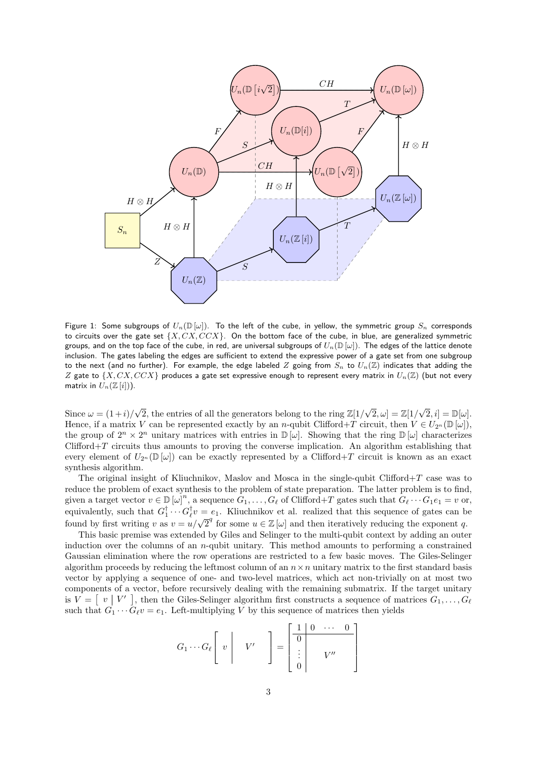Figure 1: Some subgroups of $U_n(\mathbb{D}[\omega])$. To the left of the cube, in yellow, the symmetric group $S_n$ corresponds to circuits over the gate set $\{X, CX, CCX\}$. On the bottom face of the cube, in blue, are generalized symmetric groups, and on the top face of the cube, in red, are universal subgroups of $U_n(\mathbb{D}[\omega])$. The edges of the lattice denote inclusion. The gates labeling the edges are sufficient to extend the expressive power of a gate set from one subgroup to the next (and no further). For example, the edge labeled $Z$ going from $S_n$ to $U_n(\mathbb{Z})$ indicates that adding the $Z$ gate to $\{X, CX, CCX\}$ produces a gate set expressive enough to represent every matrix in $U_n(\mathbb{Z})$ (but not every matrix in $U_n(\mathbb{Z}[i])$).

Since $\omega = (1+i)/\sqrt{2}$, the entries of all the generators belong to the ring $\mathbb{Z}[1/\sqrt{2}, \omega] = \mathbb{Z}[1/\sqrt{2}, i] = \mathbb{D}[\omega]$. Hence, if a matrix $V$ can be represented exactly by an $n$-qubit Clifford+$T$ circuit, then $V \in U_{2^n}(\mathbb{D}[\omega])$, the group of $2^n \times 2^n$ unitary matrices with entries in $\mathbb{D}[\omega]$. Showing that the ring $\mathbb{D}[\omega]$ characterizes Clifford+$T$ circuits thus amounts to proving the converse implication. An algorithm establishing that every element of $U_{2^n}(\mathbb{D}[\omega])$ can be exactly represented by a Clifford+$T$ circuit is known as an exact synthesis algorithm.

The original insight of Kliuchnikov, Maslov and Mosca in the single-qubit Clifford+$T$ case was to reduce the problem of exact synthesis to the problem of state preparation. The latter problem is to find, given a target vector $v \in \mathbb{D}[\omega]^n$, a sequence $G_1, \ldots, G_\ell$ of Clifford+$T$ gates such that $G_\ell \cdots G_1 e_1 = v$ or, equivalently, such that $G_1^\dagger \cdots G_\ell^\dagger v = e_1$. Kliuchnikov et al. realized that this sequence of gates can be found by first writing $v$ as $v = u/\sqrt{2}^q$ for some $u \in \mathbb{Z}[\omega]$ and then iteratively reducing the exponent $q$.

This basic premise was extended by Giles and Selinger to the multi-qubit context by adding an outer induction over the columns of an $n$-qubit unitary. This method amounts to performing a constrained Gaussian elimination where the row operations are restricted to a few basic moves. The Giles-Selinger algorithm proceeds by reducing the leftmost column of an $n \times n$ unitary matrix to the first standard basis vector by applying a sequence of one- and two-level matrices, which act non-trivially on at most two components of a vector, before recursively dealing with the remaining submatrix. If the target unitary is $V = \left[\begin{array}{c|c} v & V' \end{array}\right]$, then the Giles-Selinger algorithm first constructs a sequence of matrices $G_1, \ldots, G_\ell$ such that $G_1 \cdots G_\ell v = e_1$. Left-multiplying $V$ by this sequence of matrices then yields

$$G_1 \cdots G_\ell \left[\begin{array}{c|c} v & V' \end{array}\right] = \left[\begin{array}{c|ccc} 1 & 0 & \cdots & 0 \\ \hline 0 & & & \\ \vdots & & V'' & \\ 0 & & & \end{array}\right]$$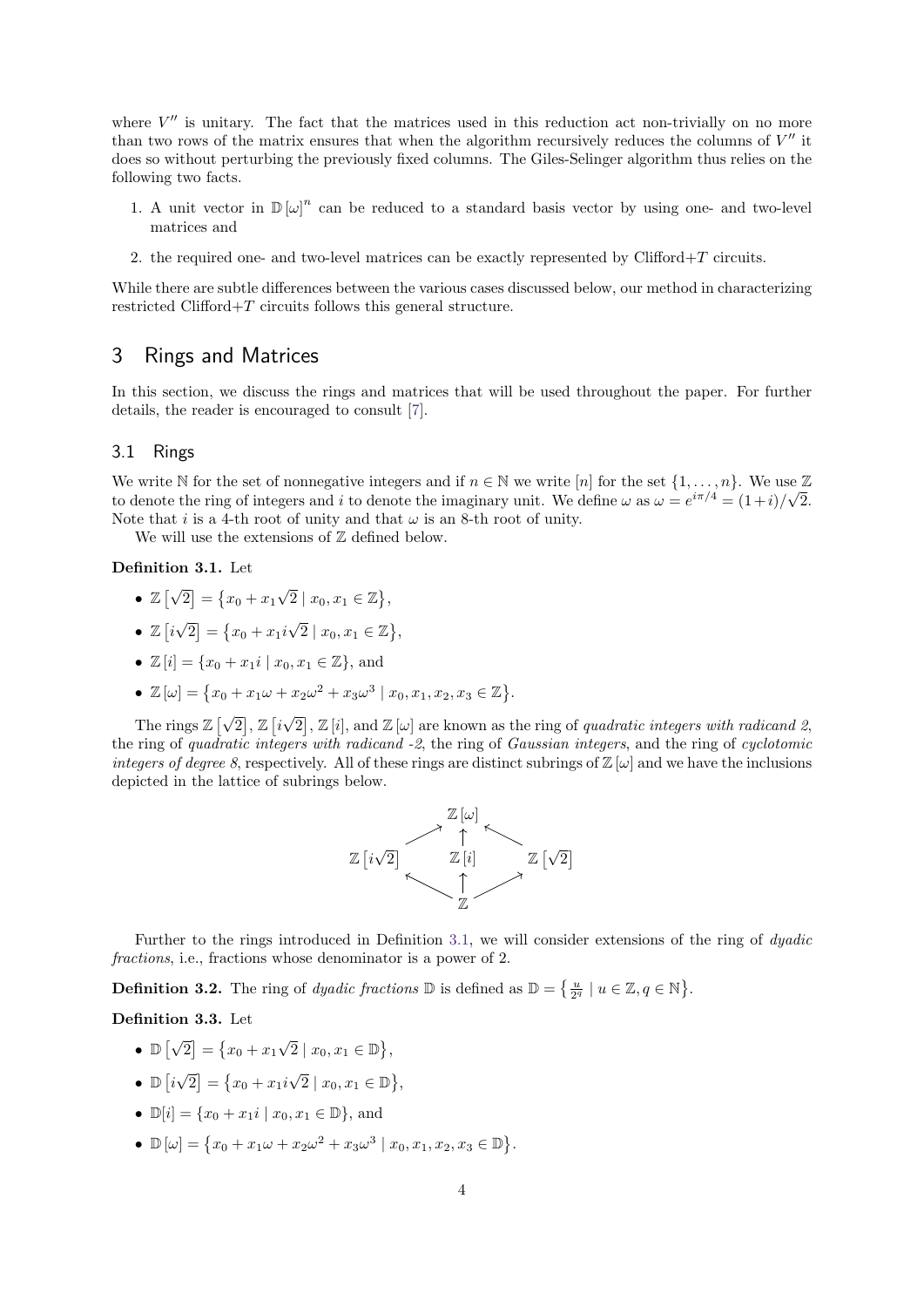where $V''$ is unitary. The fact that the matrices used in this reduction act non-trivially on no more than two rows of the matrix ensures that when the algorithm recursively reduces the columns of $V''$ it does so without perturbing the previously fixed columns. The Giles-Selinger algorithm thus relies on the following two facts.

1. A unit vector in $\mathbb{D}[\omega]^n$ can be reduced to a standard basis vector by using one- and two-level matrices and
2. the required one- and two-level matrices can be exactly represented by Clifford+$T$ circuits.

While there are subtle differences between the various cases discussed below, our method in characterizing restricted Clifford+$T$ circuits follows this general structure.

# 3 Rings and Matrices

In this section, we discuss the rings and matrices that will be used throughout the paper. For further details, the reader is encouraged to consult [7].

## 3.1 Rings

We write $\mathbb{N}$ for the set of nonnegative integers and if $n \in \mathbb{N}$ we write $[n]$ for the set $\{1, \ldots, n\}$. We use $\mathbb{Z}$ to denote the ring of integers and $i$ to denote the imaginary unit. We define $\omega$ as $\omega = e^{i\pi/4} = (1+i)/\sqrt{2}$. Note that $i$ is a 4-th root of unity and that $\omega$ is an 8-th root of unity.

We will use the extensions of $\mathbb{Z}$ defined below.

**Definition 3.1.** Let

- $\mathbb{Z}\left[\sqrt{2}\right] = \left\{x_0 + x_1\sqrt{2} \mid x_0, x_1 \in \mathbb{Z}\right\}$,
- $\mathbb{Z}\left[i\sqrt{2}\right] = \left\{x_0 + x_1 i\sqrt{2} \mid x_0, x_1 \in \mathbb{Z}\right\}$,
- $\mathbb{Z}[i] = \{x_0 + x_1 i \mid x_0, x_1 \in \mathbb{Z}\}$, and
- $\mathbb{Z}[\omega] = \left\{x_0 + x_1\omega + x_2\omega^2 + x_3\omega^3 \mid x_0, x_1, x_2, x_3 \in \mathbb{Z}\right\}$.

The rings $\mathbb{Z}\left[\sqrt{2}\right]$, $\mathbb{Z}\left[i\sqrt{2}\right]$, $\mathbb{Z}[i]$, and $\mathbb{Z}[\omega]$ are known as the ring of *quadratic integers with radicand 2*, the ring of *quadratic integers with radicand -2*, the ring of *Gaussian integers*, and the ring of *cyclotomic integers of degree 8*, respectively. All of these rings are distinct subrings of $\mathbb{Z}[\omega]$ and we have the inclusions depicted in the lattice of subrings below.

$$
\begin{array}{ccccc}
 & & \mathbb{Z}[\omega] & & \\
 & \nearrow & \uparrow & \nwarrow & \\
\mathbb{Z}\left[i\sqrt{2}\right] & & \mathbb{Z}[i] & & \mathbb{Z}\left[\sqrt{2}\right] \\
 & \nwarrow & \uparrow & \nearrow & \\
 & & \mathbb{Z} & &
\end{array}
$$

Further to the rings introduced in Definition 3.1, we will consider extensions of the ring of *dyadic fractions*, i.e., fractions whose denominator is a power of 2.

**Definition 3.2.** The ring of *dyadic fractions* $\mathbb{D}$ is defined as $\mathbb{D} = \left\{\frac{u}{2^q} \mid u \in \mathbb{Z}, q \in \mathbb{N}\right\}$.

**Definition 3.3.** Let

- $\mathbb{D}\left[\sqrt{2}\right] = \left\{x_0 + x_1\sqrt{2} \mid x_0, x_1 \in \mathbb{D}\right\}$,
- $\mathbb{D}\left[i\sqrt{2}\right] = \left\{x_0 + x_1 i\sqrt{2} \mid x_0, x_1 \in \mathbb{D}\right\}$,
- $\mathbb{D}[i] = \{x_0 + x_1 i \mid x_0, x_1 \in \mathbb{D}\}$, and
- $\mathbb{D}[\omega] = \left\{x_0 + x_1\omega + x_2\omega^2 + x_3\omega^3 \mid x_0, x_1, x_2, x_3 \in \mathbb{D}\right\}$.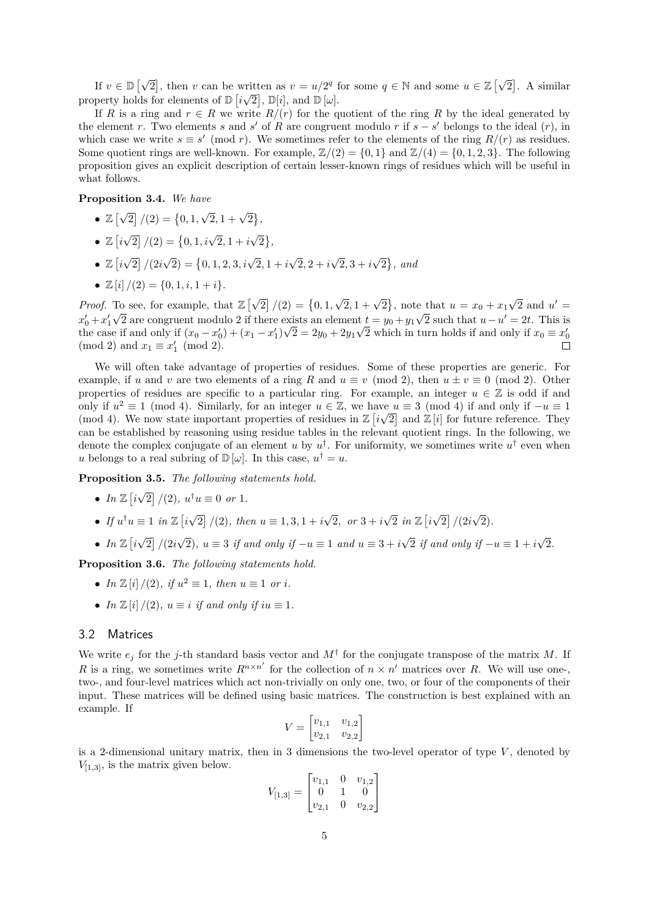If $v \in \mathbb{D}\left[\sqrt{2}\right]$, then $v$ can be written as $v = u/2^q$ for some $q \in \mathbb{N}$ and some $u \in \mathbb{Z}\left[\sqrt{2}\right]$. A similar property holds for elements of $\mathbb{D}\left[i\sqrt{2}\right]$, $\mathbb{D}[i]$, and $\mathbb{D}[\omega]$.

If $R$ is a ring and $r \in R$ we write $R/(r)$ for the quotient of the ring $R$ by the ideal generated by the element $r$. Two elements $s$ and $s'$ of $R$ are congruent modulo $r$ if $s - s'$ belongs to the ideal $(r)$, in which case we write $s \equiv s' \pmod r$. We sometimes refer to the elements of the ring $R/(r)$ as residues. Some quotient rings are well-known. For example, $\mathbb{Z}/(2) = \{0, 1\}$ and $\mathbb{Z}/(4) = \{0, 1, 2, 3\}$. The following proposition gives an explicit description of certain lesser-known rings of residues which will be useful in what follows.

**Proposition 3.4.** *We have*

- $\mathbb{Z}\left[\sqrt{2}\right]/(2) = \left\{0, 1, \sqrt{2}, 1 + \sqrt{2}\right\}$,
- $\mathbb{Z}\left[i\sqrt{2}\right]/(2) = \left\{0, 1, i\sqrt{2}, 1 + i\sqrt{2}\right\}$,
- $\mathbb{Z}\left[i\sqrt{2}\right]/(2i\sqrt{2}) = \left\{0, 1, 2, 3, i\sqrt{2}, 1 + i\sqrt{2}, 2 + i\sqrt{2}, 3 + i\sqrt{2}\right\}$, *and*
- $\mathbb{Z}[i]/(2) = \{0, 1, i, 1 + i\}$.

*Proof.* To see, for example, that $\mathbb{Z}\left[\sqrt{2}\right]/(2) = \left\{0, 1, \sqrt{2}, 1 + \sqrt{2}\right\}$, note that $u = x_0 + x_1\sqrt{2}$ and $u' = x_0' + x_1'\sqrt{2}$ are congruent modulo 2 if there exists an element $t = y_0 + y_1\sqrt{2}$ such that $u - u' = 2t$. This is the case if and only if $(x_0 - x_0') + (x_1 - x_1')\sqrt{2} = 2y_0 + 2y_1\sqrt{2}$ which in turn holds if and only if $x_0 \equiv x_0' \pmod 2$ and $x_1 \equiv x_1' \pmod 2$. □

We will often take advantage of properties of residues. Some of these properties are generic. For example, if $u$ and $v$ are two elements of a ring $R$ and $u \equiv v \pmod 2$, then $u \pm v \equiv 0 \pmod 2$. Other properties of residues are specific to a particular ring. For example, an integer $u \in \mathbb{Z}$ is odd if and only if $u^2 \equiv 1 \pmod 4$. Similarly, for an integer $u \in \mathbb{Z}$, we have $u \equiv 3 \pmod 4$ if and only if $-u \equiv 1 \pmod 4$. We now state important properties of residues in $\mathbb{Z}\left[i\sqrt{2}\right]$ and $\mathbb{Z}[i]$ for future reference. They can be established by reasoning using residue tables in the relevant quotient rings. In the following, we denote the complex conjugate of an element $u$ by $u^\dagger$. For uniformity, we sometimes write $u^\dagger$ even when $u$ belongs to a real subring of $\mathbb{D}[\omega]$. In this case, $u^\dagger = u$.

**Proposition 3.5.** *The following statements hold.*

- *In* $\mathbb{Z}\left[i\sqrt{2}\right]/(2)$, $u^\dagger u \equiv 0$ *or* $1$.
- *If* $u^\dagger u \equiv 1$ *in* $\mathbb{Z}\left[i\sqrt{2}\right]/(2)$, *then* $u \equiv 1, 3, 1 + i\sqrt{2}$, *or* $3 + i\sqrt{2}$ *in* $\mathbb{Z}\left[i\sqrt{2}\right]/(2i\sqrt{2})$.
- *In* $\mathbb{Z}\left[i\sqrt{2}\right]/(2i\sqrt{2})$, $u \equiv 3$ *if and only if* $-u \equiv 1$ *and* $u \equiv 3 + i\sqrt{2}$ *if and only if* $-u \equiv 1 + i\sqrt{2}$.

**Proposition 3.6.** *The following statements hold.*

- *In* $\mathbb{Z}[i]/(2)$, *if* $u^2 \equiv 1$, *then* $u \equiv 1$ *or* $i$.
- *In* $\mathbb{Z}[i]/(2)$, $u \equiv i$ *if and only if* $iu \equiv 1$.

## 3.2 Matrices

We write $e_j$ for the $j$-th standard basis vector and $M^\dagger$ for the conjugate transpose of the matrix $M$. If $R$ is a ring, we sometimes write $R^{n \times n'}$ for the collection of $n \times n'$ matrices over $R$. We will use one-, two-, and four-level matrices which act non-trivially on only one, two, or four of the components of their input. These matrices will be defined using basic matrices. The construction is best explained with an example. If

$$V = \begin{bmatrix} v_{1,1} & v_{1,2} \\ v_{2,1} & v_{2,2} \end{bmatrix}$$

is a 2-dimensional unitary matrix, then in 3 dimensions the two-level operator of type $V$, denoted by $V_{[1,3]}$, is the matrix given below.

$$V_{[1,3]} = \begin{bmatrix} v_{1,1} & 0 & v_{1,2} \\ 0 & 1 & 0 \\ v_{2,1} & 0 & v_{2,2} \end{bmatrix}$$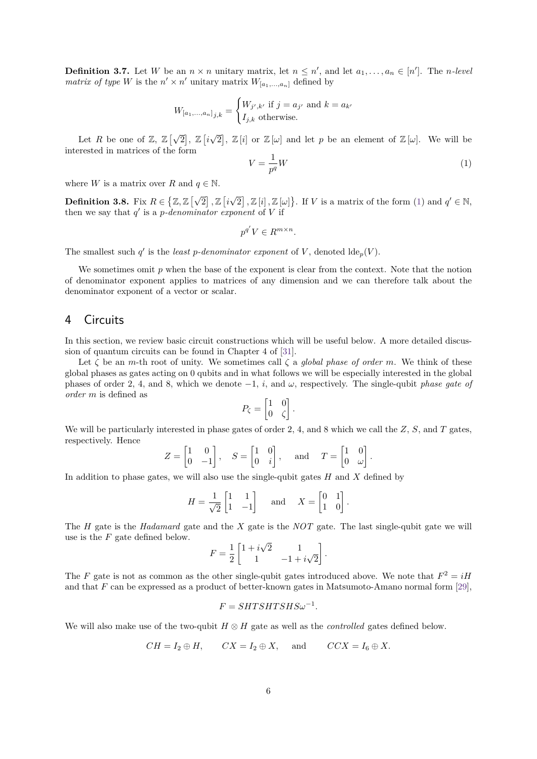**Definition 3.7.** Let $W$ be an $n \times n$ unitary matrix, let $n \leq n'$, and let $a_1, \ldots, a_n \in [n']$. The *n-level matrix of type* $W$ is the $n' \times n'$ unitary matrix $W_{[a_1,\ldots,a_n]}$ defined by

$$
W_{[a_1,\ldots,a_n]j,k} = \begin{cases} W_{j',k'} \text{ if } j = a_{j'} \text{ and } k = a_{k'} \\ I_{j,k} \text{ otherwise.} \end{cases}
$$

Let $R$ be one of $\mathbb{Z}$, $\mathbb{Z}\left[\sqrt{2}\right]$, $\mathbb{Z}\left[i\sqrt{2}\right]$, $\mathbb{Z}\left[i\right]$ or $\mathbb{Z}\left[\omega\right]$ and let $p$ be an element of $\mathbb{Z}\left[\omega\right]$. We will be interested in matrices of the form

$$
V = \frac{1}{p^q} W \tag{1}
$$

where $W$ is a matrix over $R$ and $q \in \mathbb{N}$.

**Definition 3.8.** Fix $R \in \left\{\mathbb{Z}, \mathbb{Z}\left[\sqrt{2}\right], \mathbb{Z}\left[i\sqrt{2}\right], \mathbb{Z}\left[i\right], \mathbb{Z}\left[\omega\right]\right\}$. If $V$ is a matrix of the form (1) and $q' \in \mathbb{N}$, then we say that $q'$ is a *p-denominator exponent* of $V$ if

$$
p^{q'} V \in R^{m \times n}.
$$

The smallest such $q'$ is the *least p-denominator exponent* of $V$, denoted $\text{lde}_p(V)$.

We sometimes omit $p$ when the base of the exponent is clear from the context. Note that the notion of denominator exponent applies to matrices of any dimension and we can therefore talk about the denominator exponent of a vector or scalar.

# 4 Circuits

In this section, we review basic circuit constructions which will be useful below. A more detailed discussion of quantum circuits can be found in Chapter 4 of [31].

Let $\zeta$ be an $m$-th root of unity. We sometimes call $\zeta$ a *global phase of order* $m$. We think of these global phases as gates acting on 0 qubits and in what follows we will be especially interested in the global phases of order 2, 4, and 8, which we denote $-1$, $i$, and $\omega$, respectively. The single-qubit *phase gate of order* $m$ is defined as

$$
P_\zeta = \begin{bmatrix} 1 & 0 \\ 0 & \zeta \end{bmatrix}.
$$

We will be particularly interested in phase gates of order 2, 4, and 8 which we call the $Z$, $S$, and $T$ gates, respectively. Hence

$$
Z = \begin{bmatrix} 1 & 0 \\ 0 & -1 \end{bmatrix}, \quad S = \begin{bmatrix} 1 & 0 \\ 0 & i \end{bmatrix}, \quad \text{and} \quad T = \begin{bmatrix} 1 & 0 \\ 0 & \omega \end{bmatrix}.
$$

In addition to phase gates, we will also use the single-qubit gates $H$ and $X$ defined by

$$
H = \frac{1}{\sqrt{2}} \begin{bmatrix} 1 & 1 \\ 1 & -1 \end{bmatrix} \quad \text{and} \quad X = \begin{bmatrix} 0 & 1 \\ 1 & 0 \end{bmatrix}.
$$

The $H$ gate is the *Hadamard* gate and the $X$ gate is the *NOT* gate. The last single-qubit gate we will use is the $F$ gate defined below.

$$
F = \frac{1}{2} \begin{bmatrix} 1 + i\sqrt{2} & 1 \\ 1 & -1 + i\sqrt{2} \end{bmatrix}.
$$

The $F$ gate is not as common as the other single-qubit gates introduced above. We note that $F^2 = iH$ and that $F$ can be expressed as a product of better-known gates in Matsumoto-Amano normal form [29],

$$
F = SHTSHTSHS\omega^{-1}.
$$

We will also make use of the two-qubit $H \otimes H$ gate as well as the *controlled* gates defined below.

$$
CH = I_2 \oplus H, \qquad CX = I_2 \oplus X, \quad \text{and} \qquad CCX = I_6 \oplus X.
$$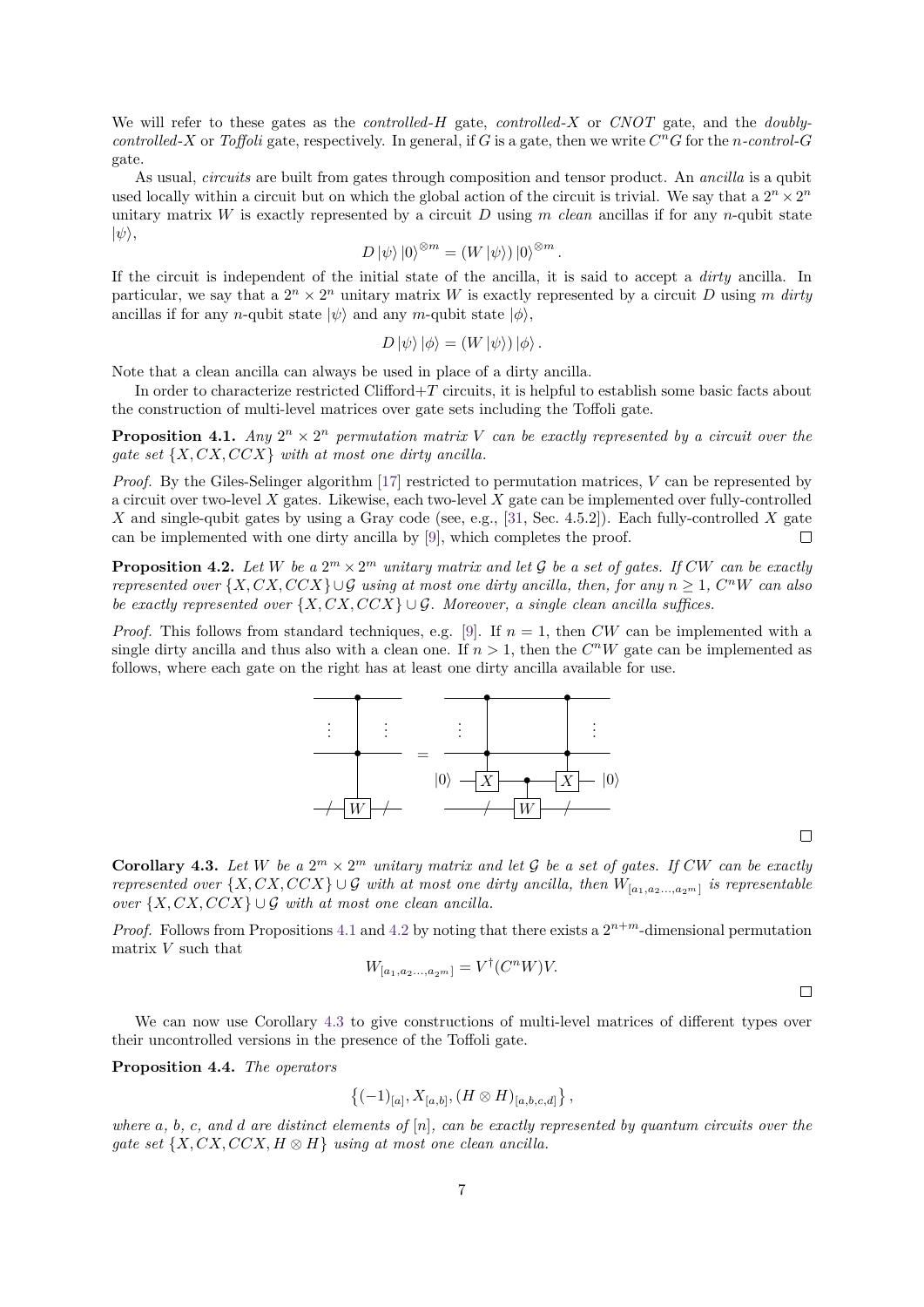We will refer to these gates as the *controlled-H* gate, *controlled-X* or *CNOT* gate, and the *doubly-controlled-X* or *Toffoli* gate, respectively. In general, if $G$ is a gate, then we write $C^nG$ for the *n-control-G* gate.

As usual, *circuits* are built from gates through composition and tensor product. An *ancilla* is a qubit used locally within a circuit but on which the global action of the circuit is trivial. We say that a $2^n \times 2^n$ unitary matrix $W$ is exactly represented by a circuit $D$ using $m$ *clean* ancillas if for any $n$-qubit state $|\psi\rangle$,

$$D\,|\psi\rangle\,|0\rangle^{\otimes m} = (W\,|\psi\rangle)\,|0\rangle^{\otimes m}\,.$$

If the circuit is independent of the initial state of the ancilla, it is said to accept a *dirty* ancilla. In particular, we say that a $2^n \times 2^n$ unitary matrix $W$ is exactly represented by a circuit $D$ using $m$ *dirty* ancillas if for any $n$-qubit state $|\psi\rangle$ and any $m$-qubit state $|\phi\rangle$,

$$D\,|\psi\rangle\,|\phi\rangle = (W\,|\psi\rangle)\,|\phi\rangle\,.$$

Note that a clean ancilla can always be used in place of a dirty ancilla.

In order to characterize restricted Clifford+$T$ circuits, it is helpful to establish some basic facts about the construction of multi-level matrices over gate sets including the Toffoli gate.

**Proposition 4.1.** *Any $2^n \times 2^n$ permutation matrix $V$ can be exactly represented by a circuit over the gate set $\{X, CX, CCX\}$ with at most one dirty ancilla.*

*Proof.* By the Giles-Selinger algorithm [17] restricted to permutation matrices, $V$ can be represented by a circuit over two-level $X$ gates. Likewise, each two-level $X$ gate can be implemented over fully-controlled $X$ and single-qubit gates by using a Gray code (see, e.g., [31, Sec. 4.5.2]). Each fully-controlled $X$ gate can be implemented with one dirty ancilla by [9], which completes the proof. □

**Proposition 4.2.** *Let $W$ be a $2^m \times 2^m$ unitary matrix and let $\mathcal{G}$ be a set of gates. If $CW$ can be exactly represented over $\{X, CX, CCX\} \cup \mathcal{G}$ using at most one dirty ancilla, then, for any $n \geq 1$, $C^nW$ can also be exactly represented over $\{X, CX, CCX\} \cup \mathcal{G}$. Moreover, a single clean ancilla suffices.*

*Proof.* This follows from standard techniques, e.g. [9]. If $n = 1$, then $CW$ can be implemented with a single dirty ancilla and thus also with a clean one. If $n > 1$, then the $C^nW$ gate can be implemented as follows, where each gate on the right has at least one dirty ancilla available for use.

□

**Corollary 4.3.** *Let $W$ be a $2^m \times 2^m$ unitary matrix and let $\mathcal{G}$ be a set of gates. If $CW$ can be exactly represented over $\{X, CX, CCX\} \cup \mathcal{G}$ with at most one dirty ancilla, then $W_{[a_1,a_2\ldots,a_{2^m}]}$ is representable over $\{X, CX, CCX\} \cup \mathcal{G}$ with at most one clean ancilla.*

*Proof.* Follows from Propositions 4.1 and 4.2 by noting that there exists a $2^{n+m}$-dimensional permutation matrix $V$ such that

$$W_{[a_1,a_2\ldots,a_{2^m}]} = V^{\dagger}(C^nW)V.$$

□

We can now use Corollary 4.3 to give constructions of multi-level matrices of different types over their uncontrolled versions in the presence of the Toffoli gate.

**Proposition 4.4.** *The operators*

$$\left\{(-1)_{[a]}, X_{[a,b]}, (H\otimes H)_{[a,b,c,d]}\right\},$$

*where $a$, $b$, $c$, and $d$ are distinct elements of $[n]$, can be exactly represented by quantum circuits over the gate set $\{X, CX, CCX, H \otimes H\}$ using at most one clean ancilla.*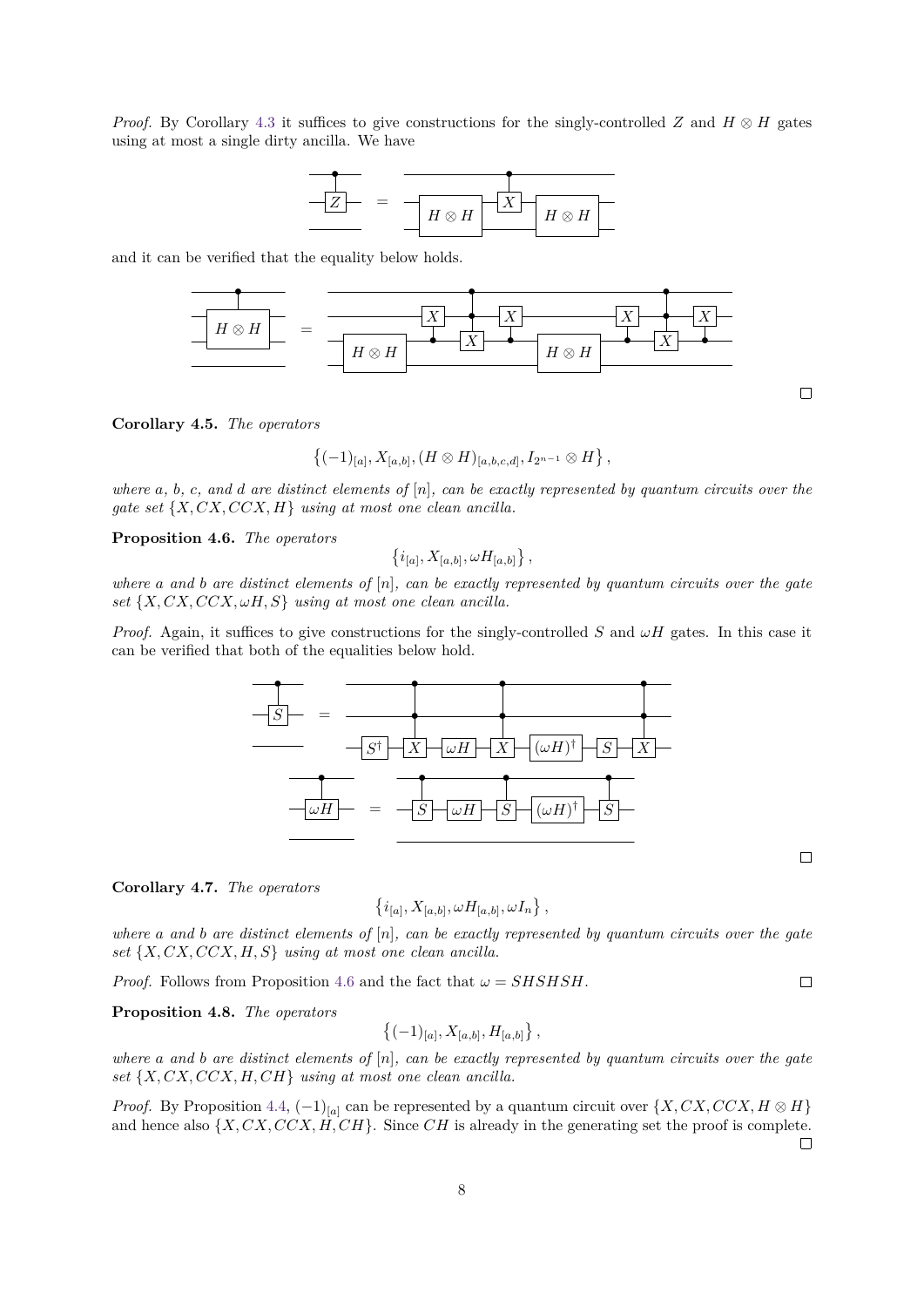*Proof.* By Corollary 4.3 it suffices to give constructions for the singly-controlled $Z$ and $H \otimes H$ gates using at most a single dirty ancilla. We have

and it can be verified that the equality below holds.

□

**Corollary 4.5.** *The operators*

$$\left\{(-1)_{[a]}, X_{[a,b]}, (H \otimes H)_{[a,b,c,d]}, I_{2^{n-1}} \otimes H\right\},$$

*where $a$, $b$, $c$, and $d$ are distinct elements of $[n]$, can be exactly represented by quantum circuits over the gate set $\{X, CX, CCX, H\}$ using at most one clean ancilla.*

**Proposition 4.6.** *The operators*

$$\left\{i_{[a]}, X_{[a,b]}, \omega H_{[a,b]}\right\},$$

*where $a$ and $b$ are distinct elements of $[n]$, can be exactly represented by quantum circuits over the gate set $\{X, CX, CCX, \omega H, S\}$ using at most one clean ancilla.*

*Proof.* Again, it suffices to give constructions for the singly-controlled $S$ and $\omega H$ gates. In this case it can be verified that both of the equalities below hold.

□

**Corollary 4.7.** *The operators*

$$\left\{i_{[a]}, X_{[a,b]}, \omega H_{[a,b]}, \omega I_n\right\},$$

*where $a$ and $b$ are distinct elements of $[n]$, can be exactly represented by quantum circuits over the gate set $\{X, CX, CCX, H, S\}$ using at most one clean ancilla.*

*Proof.* Follows from Proposition 4.6 and the fact that $\omega = SHSHSH$. □

**Proposition 4.8.** *The operators*

$$\left\{(-1)_{[a]}, X_{[a,b]}, H_{[a,b]}\right\},$$

*where $a$ and $b$ are distinct elements of $[n]$, can be exactly represented by quantum circuits over the gate set $\{X, CX, CCX, H, CH\}$ using at most one clean ancilla.*

*Proof.* By Proposition 4.4, $(-1)_{[a]}$ can be represented by a quantum circuit over $\{X, CX, CCX, H \otimes H\}$ and hence also $\{X, CX, CCX, H, CH\}$. Since $CH$ is already in the generating set the proof is complete. □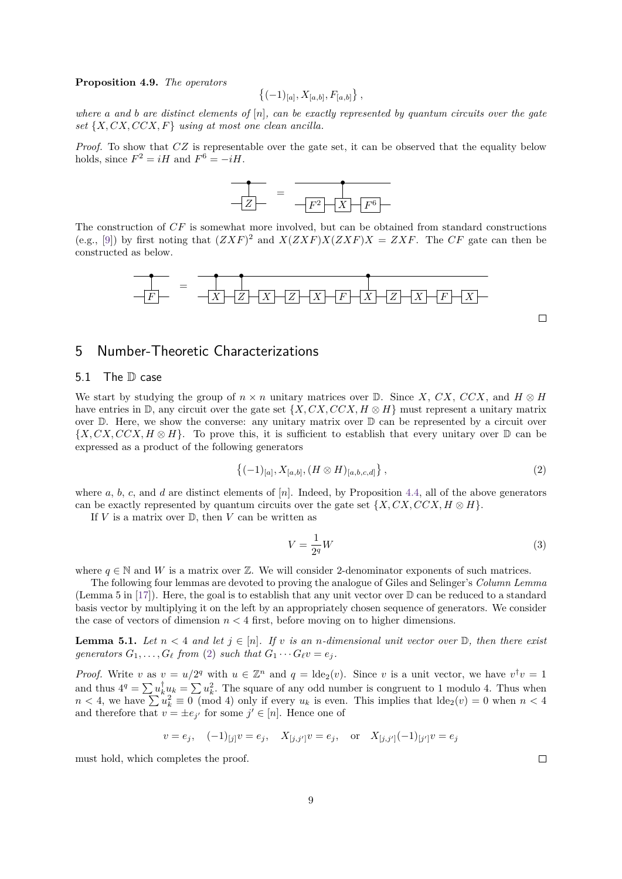**Proposition 4.9.** *The operators*

$$\left\{(-1)_{[a]}, X_{[a,b]}, F_{[a,b]}\right\},$$

*where a and b are distinct elements of* $[n]$*, can be exactly represented by quantum circuits over the gate set* $\{X, CX, CCX, F\}$ *using at most one clean ancilla.*

*Proof.* To show that $CZ$ is representable over the gate set, it can be observed that the equality below holds, since $F^2 = iH$ and $F^6 = -iH$.

$$CZ = (I \otimes F^6)\, CX\, (I \otimes F^2)$$

The construction of $CF$ is somewhat more involved, but can be obtained from standard constructions (e.g., [9]) by first noting that $(ZXF)^2$ and $X(ZXF)X(ZXF)X = ZXF$. The $CF$ gate can then be constructed as below.

$$CF = (I \otimes X)(I \otimes F)(I \otimes X)(I \otimes Z)\, CX\, (I \otimes F)(I \otimes X)(I \otimes Z)(I \otimes X)(I \otimes Z)\, CZ\, CX$$

∎

## 5 Number-Theoretic Characterizations

### 5.1 The $\mathbb{D}$ case

We start by studying the group of $n \times n$ unitary matrices over $\mathbb{D}$. Since $X$, $CX$, $CCX$, and $H \otimes H$ have entries in $\mathbb{D}$, any circuit over the gate set $\{X, CX, CCX, H \otimes H\}$ must represent a unitary matrix over $\mathbb{D}$. Here, we show the converse: any unitary matrix over $\mathbb{D}$ can be represented by a circuit over $\{X, CX, CCX, H \otimes H\}$. To prove this, it is sufficient to establish that every unitary over $\mathbb{D}$ can be expressed as a product of the following generators

$$\left\{(-1)_{[a]}, X_{[a,b]}, (H \otimes H)_{[a,b,c,d]}\right\}, \tag{2}$$

where $a$, $b$, $c$, and $d$ are distinct elements of $[n]$. Indeed, by Proposition 4.4, all of the above generators can be exactly represented by quantum circuits over the gate set $\{X, CX, CCX, H \otimes H\}$.

If $V$ is a matrix over $\mathbb{D}$, then $V$ can be written as

$$V = \frac{1}{2^q} W \tag{3}$$

where $q \in \mathbb{N}$ and $W$ is a matrix over $\mathbb{Z}$. We will consider 2-denominator exponents of such matrices.

The following four lemmas are devoted to proving the analogue of Giles and Selinger's *Column Lemma* (Lemma 5 in [17]). Here, the goal is to establish that any unit vector over $\mathbb{D}$ can be reduced to a standard basis vector by multiplying it on the left by an appropriately chosen sequence of generators. We consider the case of vectors of dimension $n < 4$ first, before moving on to higher dimensions.

**Lemma 5.1.** *Let* $n < 4$ *and let* $j \in [n]$*. If* $v$ *is an* $n$*-dimensional unit vector over* $\mathbb{D}$*, then there exist generators* $G_1, \ldots, G_\ell$ *from* (2) *such that* $G_1 \cdots G_\ell v = e_j$*.*

*Proof.* Write $v$ as $v = u/2^q$ with $u \in \mathbb{Z}^n$ and $q = \text{lde}_2(v)$. Since $v$ is a unit vector, we have $v^\dagger v = 1$ and thus $4^q = \sum u_k^\dagger u_k = \sum u_k^2$. The square of any odd number is congruent to 1 modulo 4. Thus when $n < 4$, we have $\sum u_k^2 \equiv 0 \pmod 4$ only if every $u_k$ is even. This implies that $\text{lde}_2(v) = 0$ when $n < 4$ and therefore that $v = \pm e_{j'}$ for some $j' \in [n]$. Hence one of

$$v = e_j, \quad (-1)_{[j]} v = e_j, \quad X_{[j,j']} v = e_j, \quad \text{or} \quad X_{[j,j']}(-1)_{[j']} v = e_j$$

must hold, which completes the proof. ∎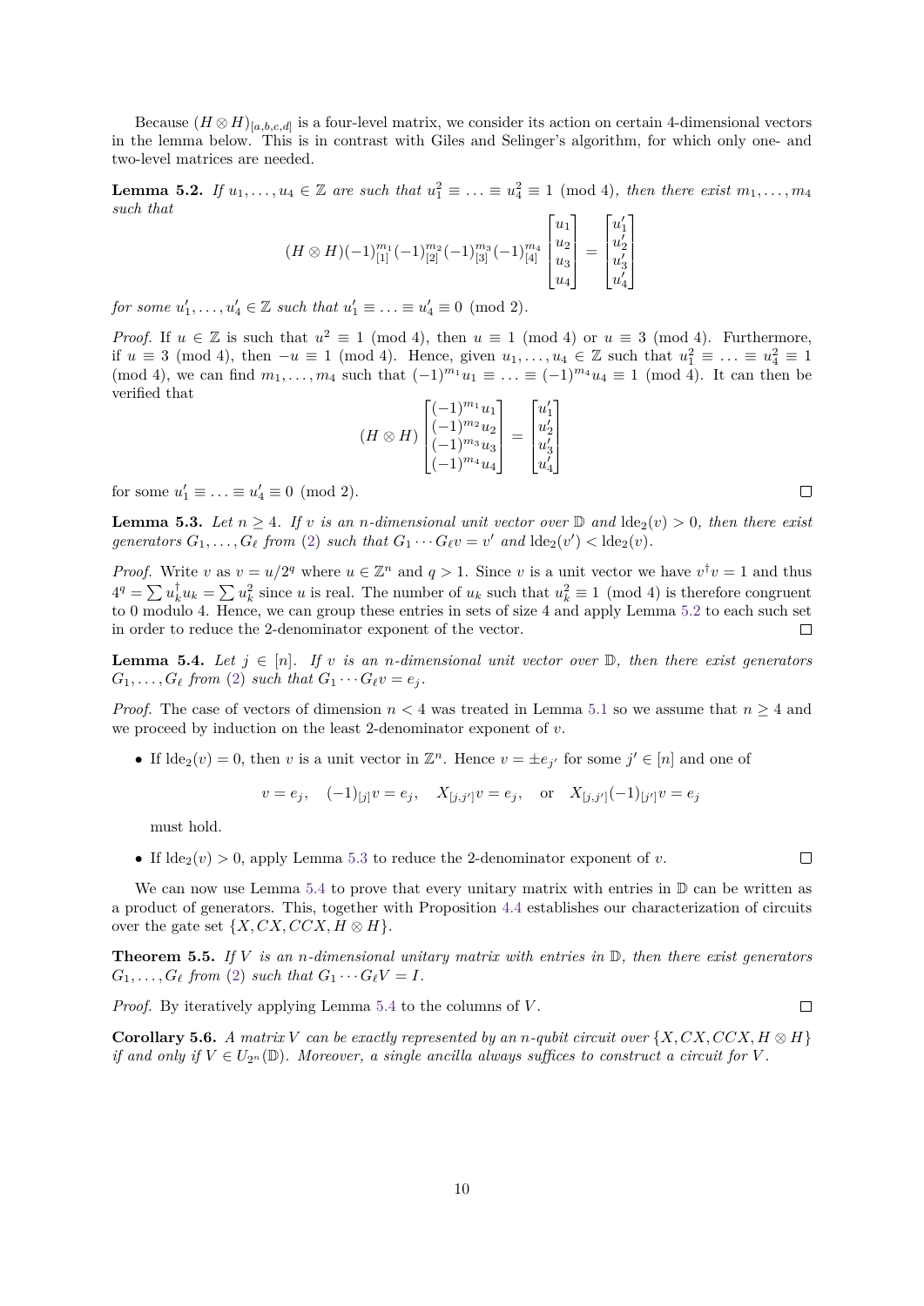Because $(H \otimes H)_{[a,b,c,d]}$ is a four-level matrix, we consider its action on certain 4-dimensional vectors in the lemma below. This is in contrast with Giles and Selinger's algorithm, for which only one- and two-level matrices are needed.

**Lemma 5.2.** *If $u_1, \ldots, u_4 \in \mathbb{Z}$ are such that $u_1^2 \equiv \ldots \equiv u_4^2 \equiv 1 \pmod 4$, then there exist $m_1, \ldots, m_4$ such that*

$$(H \otimes H)(-1)_{[1]}^{m_1}(-1)_{[2]}^{m_2}(-1)_{[3]}^{m_3}(-1)_{[4]}^{m_4} \begin{bmatrix} u_1 \\ u_2 \\ u_3 \\ u_4 \end{bmatrix} = \begin{bmatrix} u_1' \\ u_2' \\ u_3' \\ u_4' \end{bmatrix}$$

*for some $u_1', \ldots, u_4' \in \mathbb{Z}$ such that $u_1' \equiv \ldots \equiv u_4' \equiv 0 \pmod 2$.*

*Proof.* If $u \in \mathbb{Z}$ is such that $u^2 \equiv 1 \pmod 4$, then $u \equiv 1 \pmod 4$ or $u \equiv 3 \pmod 4$. Furthermore, if $u \equiv 3 \pmod 4$, then $-u \equiv 1 \pmod 4$. Hence, given $u_1, \ldots, u_4 \in \mathbb{Z}$ such that $u_1^2 \equiv \ldots \equiv u_4^2 \equiv 1 \pmod 4$, we can find $m_1, \ldots, m_4$ such that $(-1)^{m_1} u_1 \equiv \ldots \equiv (-1)^{m_4} u_4 \equiv 1 \pmod 4$. It can then be verified that

$$(H \otimes H) \begin{bmatrix} (-1)^{m_1} u_1 \\ (-1)^{m_2} u_2 \\ (-1)^{m_3} u_3 \\ (-1)^{m_4} u_4 \end{bmatrix} = \begin{bmatrix} u_1' \\ u_2' \\ u_3' \\ u_4' \end{bmatrix}$$

for some $u_1' \equiv \ldots \equiv u_4' \equiv 0 \pmod 2$. $\square$

**Lemma 5.3.** *Let $n \geq 4$. If $v$ is an $n$-dimensional unit vector over $\mathbb{D}$ and $\operatorname{lde}_2(v) > 0$, then there exist generators $G_1, \ldots, G_\ell$ from (2) such that $G_1 \cdots G_\ell v = v'$ and $\operatorname{lde}_2(v') < \operatorname{lde}_2(v)$.*

*Proof.* Write $v$ as $v = u/2^q$ where $u \in \mathbb{Z}^n$ and $q > 1$. Since $v$ is a unit vector we have $v^\dagger v = 1$ and thus $4^q = \sum u_k^\dagger u_k = \sum u_k^2$ since $u$ is real. The number of $u_k$ such that $u_k^2 \equiv 1 \pmod 4$ is therefore congruent to 0 modulo 4. Hence, we can group these entries in sets of size 4 and apply Lemma 5.2 to each such set in order to reduce the 2-denominator exponent of the vector. $\square$

**Lemma 5.4.** *Let $j \in [n]$. If $v$ is an $n$-dimensional unit vector over $\mathbb{D}$, then there exist generators $G_1, \ldots, G_\ell$ from (2) such that $G_1 \cdots G_\ell v = e_j$.*

*Proof.* The case of vectors of dimension $n < 4$ was treated in Lemma 5.1 so we assume that $n \geq 4$ and we proceed by induction on the least 2-denominator exponent of $v$.

- If $\operatorname{lde}_2(v) = 0$, then $v$ is a unit vector in $\mathbb{Z}^n$. Hence $v = \pm e_{j'}$ for some $j' \in [n]$ and one of

  $$v = e_j, \quad (-1)_{[j]} v = e_j, \quad X_{[j,j']} v = e_j, \quad \text{or} \quad X_{[j,j']}(-1)_{[j']} v = e_j$$

  must hold.

- If $\operatorname{lde}_2(v) > 0$, apply Lemma 5.3 to reduce the 2-denominator exponent of $v$. $\square$

We can now use Lemma 5.4 to prove that every unitary matrix with entries in $\mathbb{D}$ can be written as a product of generators. This, together with Proposition 4.4 establishes our characterization of circuits over the gate set $\{X, CX, CCX, H \otimes H\}$.

**Theorem 5.5.** *If $V$ is an $n$-dimensional unitary matrix with entries in $\mathbb{D}$, then there exist generators $G_1, \ldots, G_\ell$ from (2) such that $G_1 \cdots G_\ell V = I$.*

*Proof.* By iteratively applying Lemma 5.4 to the columns of $V$. $\square$

**Corollary 5.6.** *A matrix $V$ can be exactly represented by an $n$-qubit circuit over $\{X, CX, CCX, H \otimes H\}$ if and only if $V \in U_{2^n}(\mathbb{D})$. Moreover, a single ancilla always suffices to construct a circuit for $V$.*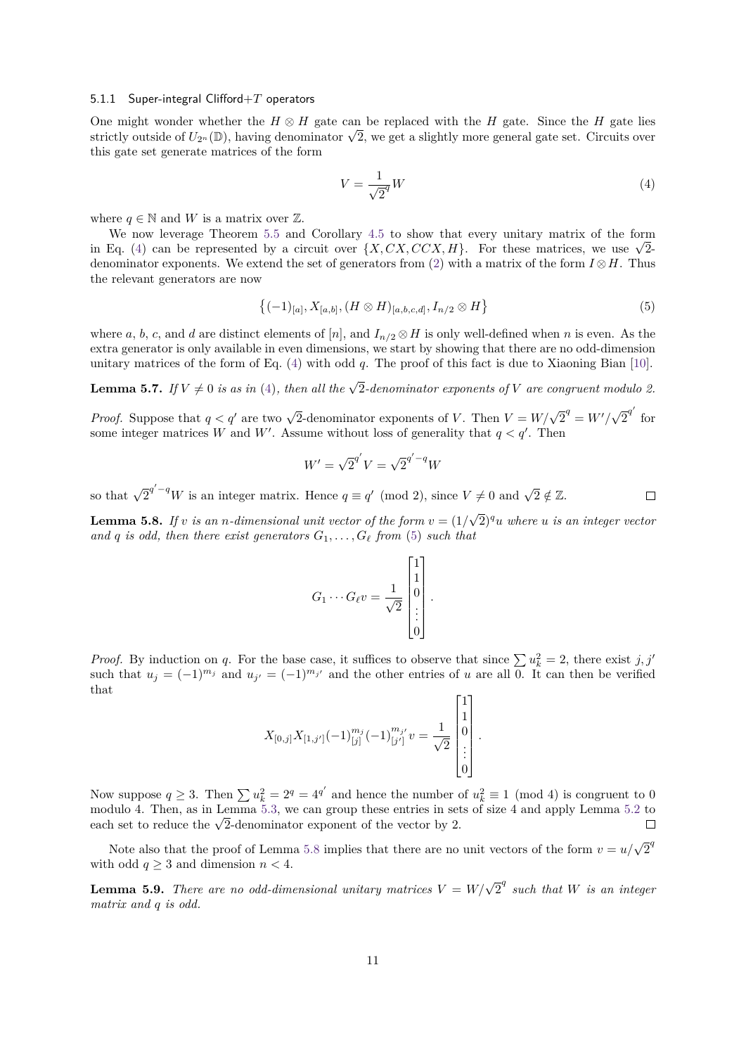#### 5.1.1 Super-integral Clifford+$T$ operators

One might wonder whether the $H \otimes H$ gate can be replaced with the $H$ gate. Since the $H$ gate lies strictly outside of $U_{2^n}(\mathbb{D})$, having denominator $\sqrt{2}$, we get a slightly more general gate set. Circuits over this gate set generate matrices of the form

$$V = \frac{1}{\sqrt{2}^q} W \tag{4}$$

where $q \in \mathbb{N}$ and $W$ is a matrix over $\mathbb{Z}$.

We now leverage Theorem 5.5 and Corollary 4.5 to show that every unitary matrix of the form in Eq. (4) can be represented by a circuit over $\{X, CX, CCX, H\}$. For these matrices, we use $\sqrt{2}$-denominator exponents. We extend the set of generators from (2) with a matrix of the form $I \otimes H$. Thus the relevant generators are now

$$\left\{(-1)_{[a]}, X_{[a,b]}, (H \otimes H)_{[a,b,c,d]}, I_{n/2} \otimes H\right\} \tag{5}$$

where $a$, $b$, $c$, and $d$ are distinct elements of $[n]$, and $I_{n/2} \otimes H$ is only well-defined when $n$ is even. As the extra generator is only available in even dimensions, we start by showing that there are no odd-dimension unitary matrices of the form of Eq. (4) with odd $q$. The proof of this fact is due to Xiaoning Bian [10].

**Lemma 5.7.** *If $V \neq 0$ is as in (4), then all the $\sqrt{2}$-denominator exponents of $V$ are congruent modulo 2.*

*Proof.* Suppose that $q < q'$ are two $\sqrt{2}$-denominator exponents of $V$. Then $V = W/\sqrt{2}^q = W'/\sqrt{2}^{q'}$ for some integer matrices $W$ and $W'$. Assume without loss of generality that $q < q'$. Then

$$W' = \sqrt{2}^{q'} V = \sqrt{2}^{q'-q} W$$

so that $\sqrt{2}^{q'-q} W$ is an integer matrix. Hence $q \equiv q' \pmod 2$, since $V \neq 0$ and $\sqrt{2} \notin \mathbb{Z}$. ◻

**Lemma 5.8.** *If $v$ is an $n$-dimensional unit vector of the form $v = (1/\sqrt{2})^q u$ where $u$ is an integer vector and $q$ is odd, then there exist generators $G_1, \ldots, G_\ell$ from (5) such that*

$$G_1 \cdots G_\ell v = \frac{1}{\sqrt{2}} \begin{bmatrix} 1 \\ 1 \\ 0 \\ \vdots \\ 0 \end{bmatrix}.$$

*Proof.* By induction on $q$. For the base case, it suffices to observe that since $\sum u_k^2 = 2$, there exist $j, j'$ such that $u_j = (-1)^{m_j}$ and $u_{j'} = (-1)^{m_{j'}}$ and the other entries of $u$ are all 0. It can then be verified that

$$X_{[0,j]} X_{[1,j']} (-1)_{[j]}^{m_j} (-1)_{[j']}^{m_{j'}} v = \frac{1}{\sqrt{2}} \begin{bmatrix} 1 \\ 1 \\ 0 \\ \vdots \\ 0 \end{bmatrix}.$$

Now suppose $q \geq 3$. Then $\sum u_k^2 = 2^q = 4^{q'}$ and hence the number of $u_k^2 \equiv 1 \pmod 4$ is congruent to 0 modulo 4. Then, as in Lemma 5.3, we can group these entries in sets of size 4 and apply Lemma 5.2 to each set to reduce the $\sqrt{2}$-denominator exponent of the vector by 2. ◻

Note also that the proof of Lemma 5.8 implies that there are no unit vectors of the form $v = u/\sqrt{2}^q$ with odd $q \geq 3$ and dimension $n < 4$.

**Lemma 5.9.** *There are no odd-dimensional unitary matrices $V = W/\sqrt{2}^q$ such that $W$ is an integer matrix and $q$ is odd.*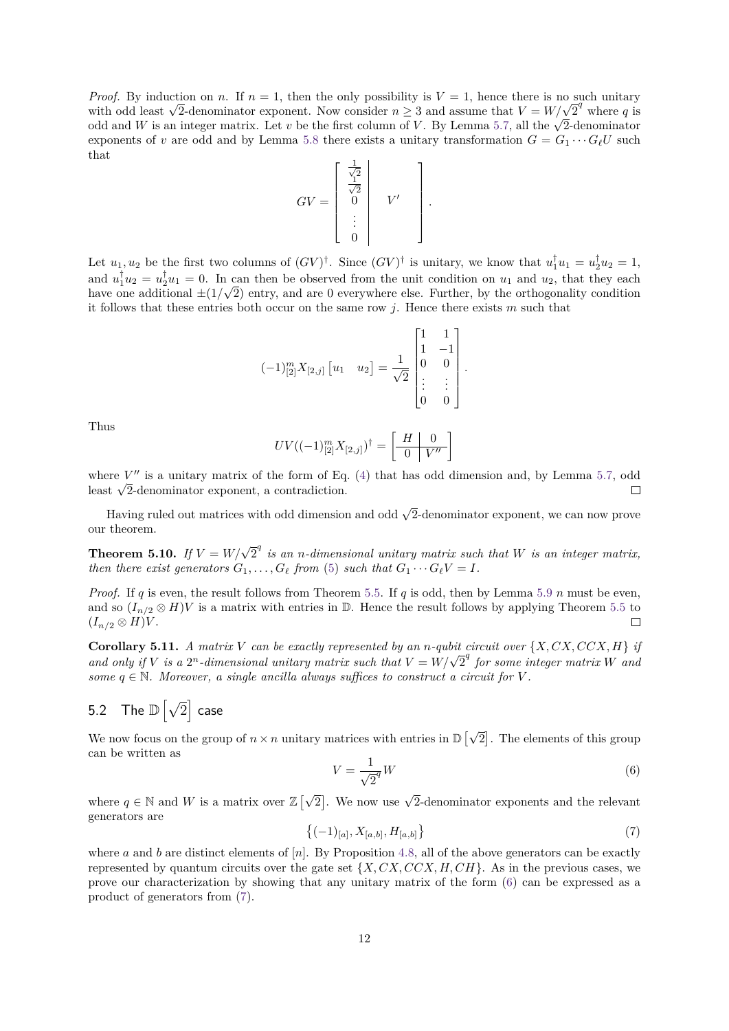*Proof.* By induction on $n$. If $n = 1$, then the only possibility is $V = 1$, hence there is no such unitary with odd least $\sqrt{2}$-denominator exponent. Now consider $n \geq 3$ and assume that $V = W/\sqrt{2}^q$ where $q$ is odd and $W$ is an integer matrix. Let $v$ be the first column of $V$. By Lemma 5.7, all the $\sqrt{2}$-denominator exponents of $v$ are odd and by Lemma 5.8 there exists a unitary transformation $G = G_1 \cdots G_\ell U$ such that

$$GV = \left[\begin{array}{c|c} \frac{1}{\sqrt{2}} & \\ \frac{1}{\sqrt{2}} & \\ 0 & V' \\ \vdots & \\ 0 & \end{array}\right].$$

Let $u_1, u_2$ be the first two columns of $(GV)^\dagger$. Since $(GV)^\dagger$ is unitary, we know that $u_1^\dagger u_1 = u_2^\dagger u_2 = 1$, and $u_1^\dagger u_2 = u_2^\dagger u_1 = 0$. In can then be observed from the unit condition on $u_1$ and $u_2$, that they each have one additional $\pm(1/\sqrt{2})$ entry, and are 0 everywhere else. Further, by the orthogonality condition it follows that these entries both occur on the same row $j$. Hence there exists $m$ such that

$$(-1)^m_{[2]} X_{[2,j]} \begin{bmatrix} u_1 & u_2 \end{bmatrix} = \frac{1}{\sqrt{2}} \begin{bmatrix} 1 & 1 \\ 1 & -1 \\ 0 & 0 \\ \vdots & \vdots \\ 0 & 0 \end{bmatrix}.$$

Thus

$$UV((-1)^m_{[2]} X_{[2,j]})^\dagger = \left[\begin{array}{c|c} H & 0 \\ \hline 0 & V'' \end{array}\right]$$

where $V''$ is a unitary matrix of the form of Eq. (4) that has odd dimension and, by Lemma 5.7, odd least $\sqrt{2}$-denominator exponent, a contradiction. $\square$

Having ruled out matrices with odd dimension and odd $\sqrt{2}$-denominator exponent, we can now prove our theorem.

**Theorem 5.10.** *If $V = W/\sqrt{2}^q$ is an $n$-dimensional unitary matrix such that $W$ is an integer matrix, then there exist generators $G_1, \ldots, G_\ell$ from (5) such that $G_1 \cdots G_\ell V = I$.*

*Proof.* If $q$ is even, the result follows from Theorem 5.5. If $q$ is odd, then by Lemma 5.9 $n$ must be even, and so $(I_{n/2} \otimes H)V$ is a matrix with entries in $\mathbb{D}$. Hence the result follows by applying Theorem 5.5 to $(I_{n/2} \otimes H)V$. $\square$

**Corollary 5.11.** *A matrix $V$ can be exactly represented by an $n$-qubit circuit over $\{X, CX, CCX, H\}$ if and only if $V$ is a $2^n$-dimensional unitary matrix such that $V = W/\sqrt{2}^q$ for some integer matrix $W$ and some $q \in \mathbb{N}$. Moreover, a single ancilla always suffices to construct a circuit for $V$.*

## 5.2 The $\mathbb{D}\left[\sqrt{2}\right]$ case

We now focus on the group of $n \times n$ unitary matrices with entries in $\mathbb{D}\left[\sqrt{2}\right]$. The elements of this group can be written as

$$V = \frac{1}{\sqrt{2}^q} W \tag{6}$$

where $q \in \mathbb{N}$ and $W$ is a matrix over $\mathbb{Z}\left[\sqrt{2}\right]$. We now use $\sqrt{2}$-denominator exponents and the relevant generators are

$$\left\{(-1)_{[a]}, X_{[a,b]}, H_{[a,b]}\right\} \tag{7}$$

where $a$ and $b$ are distinct elements of $[n]$. By Proposition 4.8, all of the above generators can be exactly represented by quantum circuits over the gate set $\{X, CX, CCX, H, CH\}$. As in the previous cases, we prove our characterization by showing that any unitary matrix of the form (6) can be expressed as a product of generators from (7).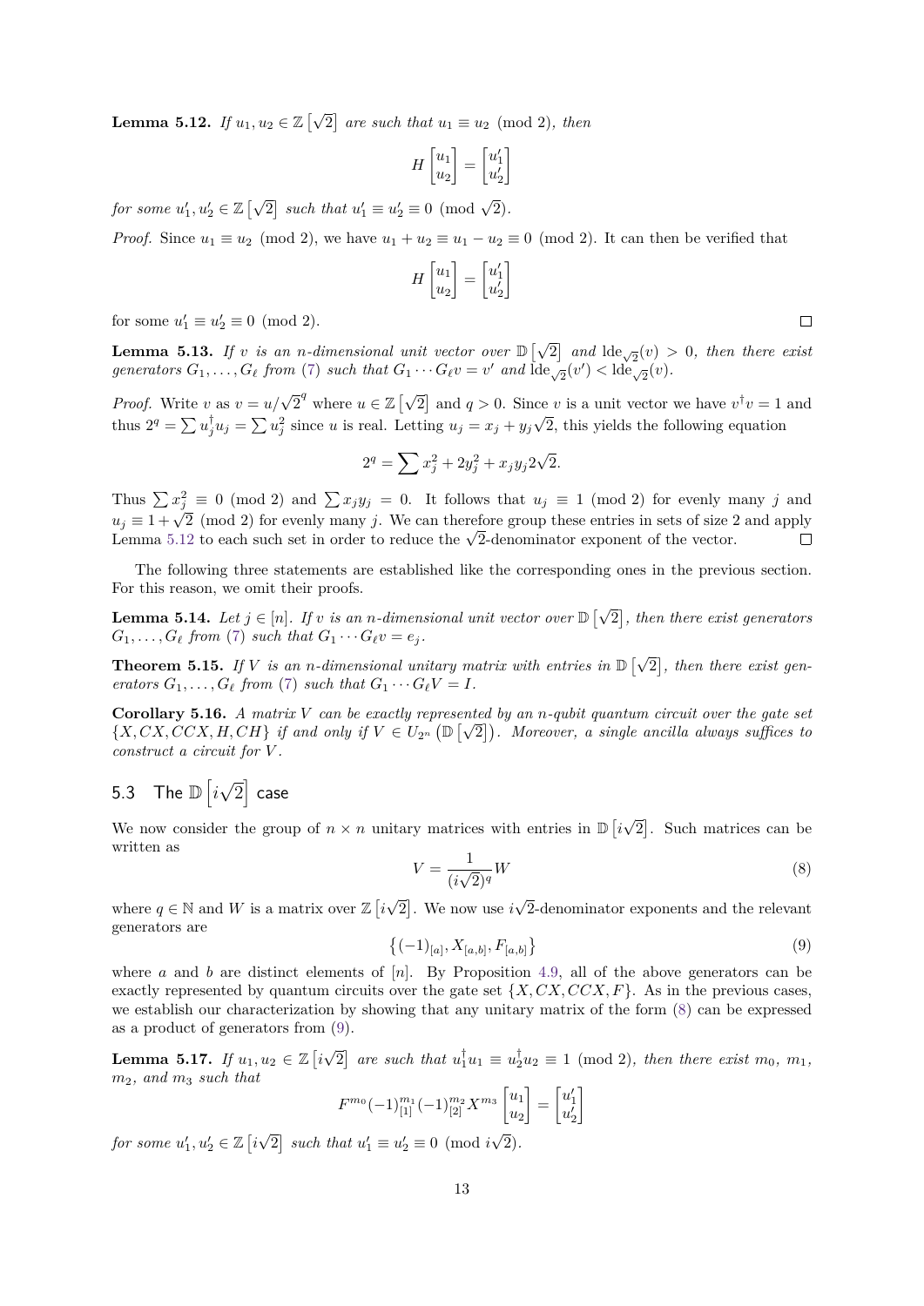**Lemma 5.12.** *If $u_1, u_2 \in \mathbb{Z}\left[\sqrt{2}\right]$ are such that $u_1 \equiv u_2 \pmod 2$, then*

$$H\begin{bmatrix}u_1\\u_2\end{bmatrix} = \begin{bmatrix}u_1'\\u_2'\end{bmatrix}$$

*for some $u_1', u_2' \in \mathbb{Z}\left[\sqrt{2}\right]$ such that $u_1' \equiv u_2' \equiv 0 \pmod{\sqrt{2}}$.*

*Proof.* Since $u_1 \equiv u_2 \pmod 2$, we have $u_1 + u_2 \equiv u_1 - u_2 \equiv 0 \pmod 2$. It can then be verified that

$$H\begin{bmatrix}u_1\\u_2\end{bmatrix} = \begin{bmatrix}u_1'\\u_2'\end{bmatrix}$$

for some $u_1' \equiv u_2' \equiv 0 \pmod 2$. □

**Lemma 5.13.** *If $v$ is an $n$-dimensional unit vector over $\mathbb{D}\left[\sqrt{2}\right]$ and $\operatorname{lde}_{\sqrt{2}}(v) > 0$, then there exist generators $G_1, \ldots, G_\ell$ from (7) such that $G_1 \cdots G_\ell v = v'$ and $\operatorname{lde}_{\sqrt{2}}(v') < \operatorname{lde}_{\sqrt{2}}(v)$.*

*Proof.* Write $v$ as $v = u/\sqrt{2}^q$ where $u \in \mathbb{Z}\left[\sqrt{2}\right]$ and $q > 0$. Since $v$ is a unit vector we have $v^\dagger v = 1$ and thus $2^q = \sum u_j^\dagger u_j = \sum u_j^2$ since $u$ is real. Letting $u_j = x_j + y_j\sqrt{2}$, this yields the following equation

$$2^q = \sum x_j^2 + 2y_j^2 + x_j y_j 2\sqrt{2}.$$

Thus $\sum x_j^2 \equiv 0 \pmod 2$ and $\sum x_j y_j = 0$. It follows that $u_j \equiv 1 \pmod 2$ for evenly many $j$ and $u_j \equiv 1 + \sqrt{2} \pmod 2$ for evenly many $j$. We can therefore group these entries in sets of size 2 and apply Lemma 5.12 to each such set in order to reduce the $\sqrt{2}$-denominator exponent of the vector. □

The following three statements are established like the corresponding ones in the previous section. For this reason, we omit their proofs.

**Lemma 5.14.** *Let $j \in [n]$. If $v$ is an $n$-dimensional unit vector over $\mathbb{D}\left[\sqrt{2}\right]$, then there exist generators $G_1, \ldots, G_\ell$ from (7) such that $G_1 \cdots G_\ell v = e_j$.*

**Theorem 5.15.** *If $V$ is an $n$-dimensional unitary matrix with entries in $\mathbb{D}\left[\sqrt{2}\right]$, then there exist generators $G_1, \ldots, G_\ell$ from (7) such that $G_1 \cdots G_\ell V = I$.*

**Corollary 5.16.** *A matrix $V$ can be exactly represented by an $n$-qubit quantum circuit over the gate set $\{X, CX, CCX, H, CH\}$ if and only if $V \in U_{2^n}\left(\mathbb{D}\left[\sqrt{2}\right]\right)$. Moreover, a single ancilla always suffices to construct a circuit for $V$.*

### 5.3 The $\mathbb{D}\left[i\sqrt{2}\right]$ case

We now consider the group of $n \times n$ unitary matrices with entries in $\mathbb{D}\left[i\sqrt{2}\right]$. Such matrices can be written as

$$V = \frac{1}{(i\sqrt{2})^q} W \tag{8}$$

where $q \in \mathbb{N}$ and $W$ is a matrix over $\mathbb{Z}\left[i\sqrt{2}\right]$. We now use $i\sqrt{2}$-denominator exponents and the relevant generators are

$$\left\{(-1)_{[a]}, X_{[a,b]}, F_{[a,b]}\right\} \tag{9}$$

where $a$ and $b$ are distinct elements of $[n]$. By Proposition 4.9, all of the above generators can be exactly represented by quantum circuits over the gate set $\{X, CX, CCX, F\}$. As in the previous cases, we establish our characterization by showing that any unitary matrix of the form (8) can be expressed as a product of generators from (9).

**Lemma 5.17.** *If $u_1, u_2 \in \mathbb{Z}\left[i\sqrt{2}\right]$ are such that $u_1^\dagger u_1 \equiv u_2^\dagger u_2 \equiv 1 \pmod 2$, then there exist $m_0$, $m_1$, $m_2$, and $m_3$ such that*

$$F^{m_0}(-1)_{[1]}^{m_1}(-1)_{[2]}^{m_2}X^{m_3}\begin{bmatrix}u_1\\u_2\end{bmatrix} = \begin{bmatrix}u_1'\\u_2'\end{bmatrix}$$

*for some $u_1', u_2' \in \mathbb{Z}\left[i\sqrt{2}\right]$ such that $u_1' \equiv u_2' \equiv 0 \pmod{i\sqrt{2}}$.*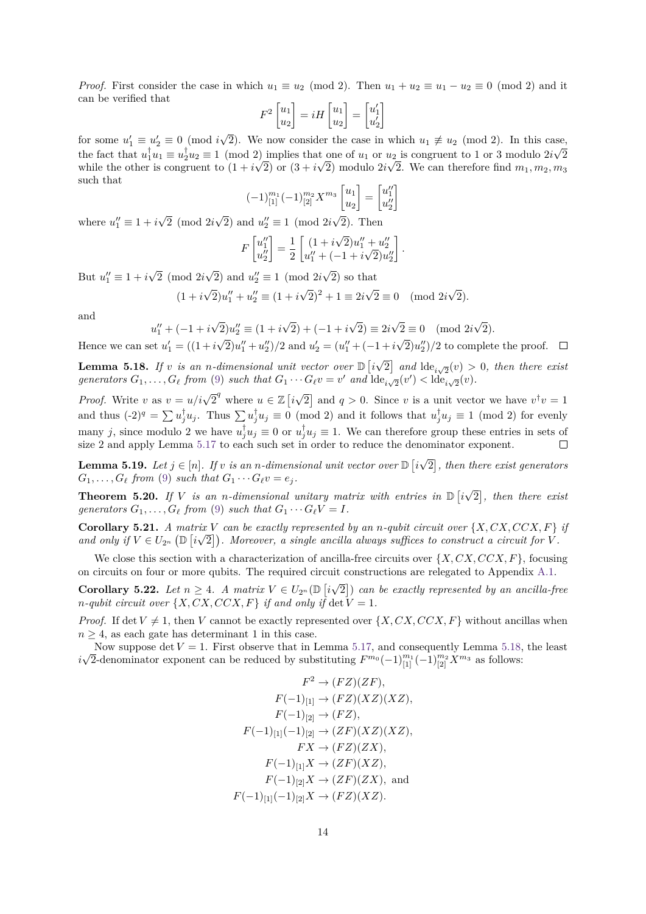*Proof.* First consider the case in which $u_1 \equiv u_2 \pmod 2$. Then $u_1 + u_2 \equiv u_1 - u_2 \equiv 0 \pmod 2$ and it can be verified that

$$F^2 \begin{bmatrix} u_1 \\ u_2 \end{bmatrix} = iH \begin{bmatrix} u_1 \\ u_2 \end{bmatrix} = \begin{bmatrix} u_1' \\ u_2' \end{bmatrix}$$

for some $u_1' \equiv u_2' \equiv 0 \pmod{i\sqrt{2}}$. We now consider the case in which $u_1 \not\equiv u_2 \pmod 2$. In this case, the fact that $u_1^\dagger u_1 \equiv u_2^\dagger u_2 \equiv 1 \pmod 2$ implies that one of $u_1$ or $u_2$ is congruent to 1 or 3 modulo $2i\sqrt{2}$ while the other is congruent to $(1 + i\sqrt{2})$ or $(3 + i\sqrt{2})$ modulo $2i\sqrt{2}$. We can therefore find $m_1, m_2, m_3$ such that

$$(-1)_{[1]}^{m_1}(-1)_{[2]}^{m_2} X^{m_3} \begin{bmatrix} u_1 \\ u_2 \end{bmatrix} = \begin{bmatrix} u_1'' \\ u_2'' \end{bmatrix}$$

where $u_1'' \equiv 1 + i\sqrt{2} \pmod{2i\sqrt{2}}$ and $u_2'' \equiv 1 \pmod{2i\sqrt{2}}$. Then

$$F \begin{bmatrix} u_1'' \\ u_2'' \end{bmatrix} = \frac{1}{2} \begin{bmatrix} (1 + i\sqrt{2})u_1'' + u_2'' \\ u_1'' + (-1 + i\sqrt{2})u_2'' \end{bmatrix}.$$

But $u_1'' \equiv 1 + i\sqrt{2} \pmod{2i\sqrt{2}}$ and $u_2'' \equiv 1 \pmod{2i\sqrt{2}}$ so that

$$(1 + i\sqrt{2})u_1'' + u_2'' \equiv (1 + i\sqrt{2})^2 + 1 \equiv 2i\sqrt{2} \equiv 0 \pmod{2i\sqrt{2}}.$$

and

$$u_1'' + (-1 + i\sqrt{2})u_2'' \equiv (1 + i\sqrt{2}) + (-1 + i\sqrt{2}) \equiv 2i\sqrt{2} \equiv 0 \pmod{2i\sqrt{2}}.$$

Hence we can set $u_1' = ((1 + i\sqrt{2})u_1'' + u_2'')/2$ and $u_2' = (u_1'' + (-1 + i\sqrt{2})u_2'')/2$ to complete the proof. ☐

**Lemma 5.18.** *If $v$ is an $n$-dimensional unit vector over $\mathbb{D}\left[i\sqrt{2}\right]$ and $\mathrm{lde}_{i\sqrt{2}}(v) > 0$, then there exist generators $G_1, \ldots, G_\ell$ from (9) such that $G_1 \cdots G_\ell v = v'$ and $\mathrm{lde}_{i\sqrt{2}}(v') < \mathrm{lde}_{i\sqrt{2}}(v)$.*

*Proof.* Write $v$ as $v = u/i\sqrt{2}^q$ where $u \in \mathbb{Z}\left[i\sqrt{2}\right]$ and $q > 0$. Since $v$ is a unit vector we have $v^\dagger v = 1$ and thus $(-2)^q = \sum u_j^\dagger u_j$. Thus $\sum u_j^\dagger u_j \equiv 0 \pmod 2$ and it follows that $u_j^\dagger u_j \equiv 1 \pmod 2$ for evenly many $j$, since modulo 2 we have $u_j^\dagger u_j \equiv 0$ or $u_j^\dagger u_j \equiv 1$. We can therefore group these entries in sets of size 2 and apply Lemma 5.17 to each such set in order to reduce the denominator exponent. ☐

**Lemma 5.19.** *Let $j \in [n]$. If $v$ is an $n$-dimensional unit vector over $\mathbb{D}\left[i\sqrt{2}\right]$, then there exist generators $G_1, \ldots, G_\ell$ from (9) such that $G_1 \cdots G_\ell v = e_j$.*

**Theorem 5.20.** *If $V$ is an $n$-dimensional unitary matrix with entries in $\mathbb{D}\left[i\sqrt{2}\right]$, then there exist generators $G_1, \ldots, G_\ell$ from (9) such that $G_1 \cdots G_\ell V = I$.*

**Corollary 5.21.** *A matrix $V$ can be exactly represented by an $n$-qubit circuit over $\{X, CX, CCX, F\}$ if and only if $V \in U_{2^n}\left(\mathbb{D}\left[i\sqrt{2}\right]\right)$. Moreover, a single ancilla always suffices to construct a circuit for $V$.*

We close this section with a characterization of ancilla-free circuits over $\{X, CX, CCX, F\}$, focusing on circuits on four or more qubits. The required circuit constructions are relegated to Appendix A.1.

**Corollary 5.22.** *Let $n \geq 4$. A matrix $V \in U_{2^n}(\mathbb{D}\left[i\sqrt{2}\right])$ can be exactly represented by an ancilla-free $n$-qubit circuit over $\{X, CX, CCX, F\}$ if and only if $\det V = 1$.*

*Proof.* If $\det V \neq 1$, then $V$ cannot be exactly represented over $\{X, CX, CCX, F\}$ without ancillas when $n \geq 4$, as each gate has determinant 1 in this case.

Now suppose $\det V = 1$. First observe that in Lemma 5.17, and consequently Lemma 5.18, the least $i\sqrt{2}$-denominator exponent can be reduced by substituting $F^{m_0}(-1)_{[1]}^{m_1}(-1)_{[2]}^{m_2} X^{m_3}$ as follows:

$$\begin{aligned}
F^2 &\to (FZ)(ZF), \\
F(-1)_{[1]} &\to (FZ)(XZ)(XZ), \\
F(-1)_{[2]} &\to (FZ), \\
F(-1)_{[1]}(-1)_{[2]} &\to (ZF)(XZ)(XZ), \\
FX &\to (FZ)(ZX), \\
F(-1)_{[1]}X &\to (ZF)(XZ), \\
F(-1)_{[2]}X &\to (ZF)(ZX), \text{ and} \\
F(-1)_{[1]}(-1)_{[2]}X &\to (FZ)(XZ).
\end{aligned}$$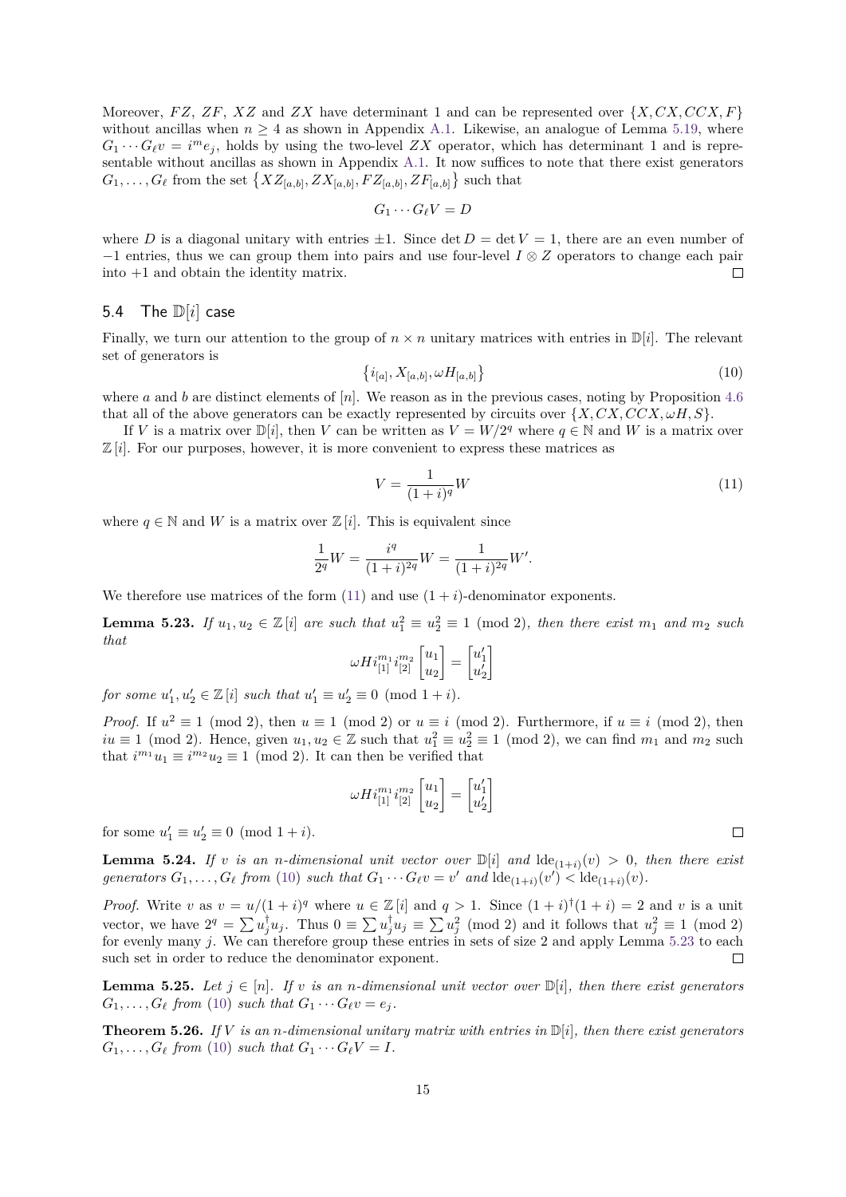Moreover, $FZ$, $ZF$, $XZ$ and $ZX$ have determinant 1 and can be represented over $\{X, CX, CCX, F\}$ without ancillas when $n \geq 4$ as shown in Appendix A.1. Likewise, an analogue of Lemma 5.19, where $G_1 \cdots G_\ell v = i^m e_j$, holds by using the two-level $ZX$ operator, which has determinant 1 and is representable without ancillas as shown in Appendix A.1. It now suffices to note that there exist generators $G_1, \ldots, G_\ell$ from the set $\{XZ_{[a,b]}, ZX_{[a,b]}, FZ_{[a,b]}, ZF_{[a,b]}\}$ such that

$$G_1 \cdots G_\ell V = D$$

where $D$ is a diagonal unitary with entries $\pm 1$. Since $\det D = \det V = 1$, there are an even number of $-1$ entries, thus we can group them into pairs and use four-level $I \otimes Z$ operators to change each pair into $+1$ and obtain the identity matrix. □

### 5.4 The $\mathbb{D}[i]$ case

Finally, we turn our attention to the group of $n \times n$ unitary matrices with entries in $\mathbb{D}[i]$. The relevant set of generators is

$$\{i_{[a]}, X_{[a,b]}, \omega H_{[a,b]}\} \tag{10}$$

where $a$ and $b$ are distinct elements of $[n]$. We reason as in the previous cases, noting by Proposition 4.6 that all of the above generators can be exactly represented by circuits over $\{X, CX, CCX, \omega H, S\}$.

If $V$ is a matrix over $\mathbb{D}[i]$, then $V$ can be written as $V = W/2^q$ where $q \in \mathbb{N}$ and $W$ is a matrix over $\mathbb{Z}[i]$. For our purposes, however, it is more convenient to express these matrices as

$$V = \frac{1}{(1+i)^q} W \tag{11}$$

where $q \in \mathbb{N}$ and $W$ is a matrix over $\mathbb{Z}[i]$. This is equivalent since

$$\frac{1}{2^q} W = \frac{i^q}{(1+i)^{2q}} W = \frac{1}{(1+i)^{2q}} W'.$$

We therefore use matrices of the form (11) and use $(1+i)$-denominator exponents.

**Lemma 5.23.** *If $u_1, u_2 \in \mathbb{Z}[i]$ are such that $u_1^2 \equiv u_2^2 \equiv 1 \pmod 2$, then there exist $m_1$ and $m_2$ such that*

$$\omega H i_{[1]}^{m_1} i_{[2]}^{m_2} \begin{bmatrix} u_1 \\ u_2 \end{bmatrix} = \begin{bmatrix} u_1' \\ u_2' \end{bmatrix}$$

*for some $u_1', u_2' \in \mathbb{Z}[i]$ such that $u_1' \equiv u_2' \equiv 0 \pmod{1+i}$.*

*Proof.* If $u^2 \equiv 1 \pmod 2$, then $u \equiv 1 \pmod 2$ or $u \equiv i \pmod 2$. Furthermore, if $u \equiv i \pmod 2$, then $iu \equiv 1 \pmod 2$. Hence, given $u_1, u_2 \in \mathbb{Z}$ such that $u_1^2 \equiv u_2^2 \equiv 1 \pmod 2$, we can find $m_1$ and $m_2$ such that $i^{m_1} u_1 \equiv i^{m_2} u_2 \equiv 1 \pmod 2$. It can then be verified that

$$\omega H i_{[1]}^{m_1} i_{[2]}^{m_2} \begin{bmatrix} u_1 \\ u_2 \end{bmatrix} = \begin{bmatrix} u_1' \\ u_2' \end{bmatrix}$$

for some $u_1' \equiv u_2' \equiv 0 \pmod{1+i}$. □

**Lemma 5.24.** *If $v$ is an $n$-dimensional unit vector over $\mathbb{D}[i]$ and $\operatorname{lde}_{(1+i)}(v) > 0$, then there exist generators $G_1, \ldots, G_\ell$ from (10) such that $G_1 \cdots G_\ell v = v'$ and $\operatorname{lde}_{(1+i)}(v') < \operatorname{lde}_{(1+i)}(v)$.*

*Proof.* Write $v$ as $v = u/(1+i)^q$ where $u \in \mathbb{Z}[i]$ and $q > 1$. Since $(1+i)^\dagger(1+i) = 2$ and $v$ is a unit vector, we have $2^q = \sum u_j^\dagger u_j$. Thus $0 \equiv \sum u_j^\dagger u_j \equiv \sum u_j^2 \pmod 2$ and it follows that $u_j^2 \equiv 1 \pmod 2$ for evenly many $j$. We can therefore group these entries in sets of size 2 and apply Lemma 5.23 to each such set in order to reduce the denominator exponent. □

**Lemma 5.25.** *Let $j \in [n]$. If $v$ is an $n$-dimensional unit vector over $\mathbb{D}[i]$, then there exist generators $G_1, \ldots, G_\ell$ from (10) such that $G_1 \cdots G_\ell v = e_j$.*

**Theorem 5.26.** *If $V$ is an $n$-dimensional unitary matrix with entries in $\mathbb{D}[i]$, then there exist generators $G_1, \ldots, G_\ell$ from (10) such that $G_1 \cdots G_\ell V = I$.*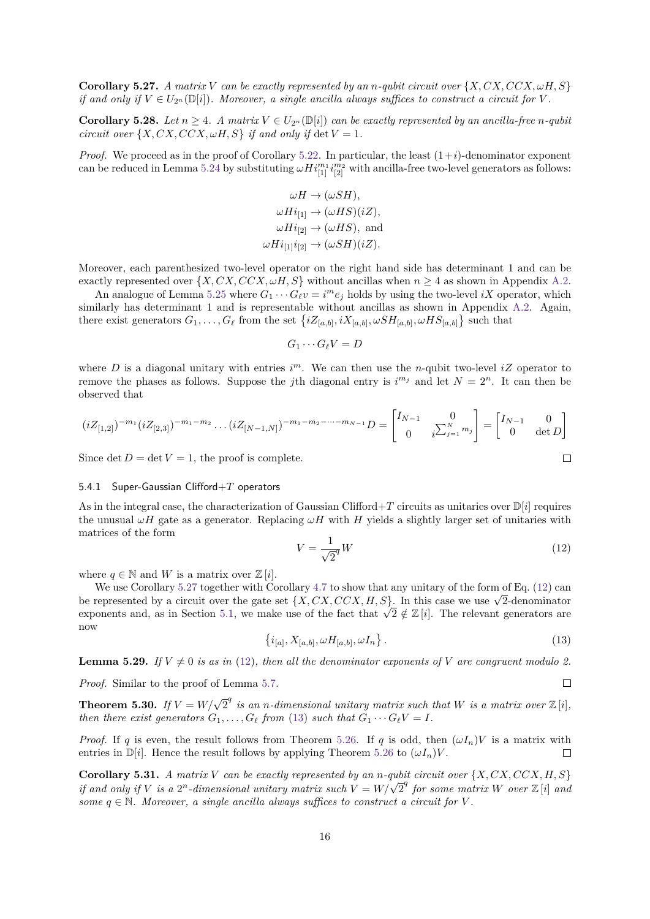**Corollary 5.27.** *A matrix $V$ can be exactly represented by an $n$-qubit circuit over $\{X, CX, CCX, \omega H, S\}$ if and only if $V \in U_{2^n}(\mathbb{D}[i])$. Moreover, a single ancilla always suffices to construct a circuit for $V$.*

**Corollary 5.28.** *Let $n \geq 4$. A matrix $V \in U_{2^n}(\mathbb{D}[i])$ can be exactly represented by an ancilla-free $n$-qubit circuit over $\{X, CX, CCX, \omega H, S\}$ if and only if $\det V = 1$.*

*Proof.* We proceed as in the proof of Corollary 5.22. In particular, the least $(1+i)$-denominator exponent can be reduced in Lemma 5.24 by substituting $\omega H i_{[1]}^{m_1} i_{[2]}^{m_2}$ with ancilla-free two-level generators as follows:

$$\begin{aligned}
\omega H &\to (\omega SH), \\
\omega H i_{[1]} &\to (\omega HS)(iZ), \\
\omega H i_{[2]} &\to (\omega HS), \text{ and} \\
\omega H i_{[1]} i_{[2]} &\to (\omega SH)(iZ).
\end{aligned}$$

Moreover, each parenthesized two-level operator on the right hand side has determinant 1 and can be exactly represented over $\{X, CX, CCX, \omega H, S\}$ without ancillas when $n \geq 4$ as shown in Appendix A.2.

An analogue of Lemma 5.25 where $G_1 \cdots G_\ell v = i^m e_j$ holds by using the two-level $iX$ operator, which similarly has determinant 1 and is representable without ancillas as shown in Appendix A.2. Again, there exist generators $G_1, \ldots, G_\ell$ from the set $\{iZ_{[a,b]}, iX_{[a,b]}, \omega SH_{[a,b]}, \omega HS_{[a,b]}\}$ such that

$$G_1 \cdots G_\ell V = D$$

where $D$ is a diagonal unitary with entries $i^m$. We can then use the $n$-qubit two-level $iZ$ operator to remove the phases as follows. Suppose the $j$th diagonal entry is $i^{m_j}$ and let $N = 2^n$. It can then be observed that

$$(iZ_{[1,2]})^{-m_1}(iZ_{[2,3]})^{-m_1-m_2} \ldots (iZ_{[N-1,N]})^{-m_1-m_2-\cdots-m_{N-1}} D = \begin{bmatrix} I_{N-1} & 0 \\ 0 & i^{\sum_{j=1}^{N} m_j} \end{bmatrix} = \begin{bmatrix} I_{N-1} & 0 \\ 0 & \det D \end{bmatrix}$$

Since $\det D = \det V = 1$, the proof is complete. $\square$

### 5.4.1 Super-Gaussian Clifford+$T$ operators

As in the integral case, the characterization of Gaussian Clifford+$T$ circuits as unitaries over $\mathbb{D}[i]$ requires the unusual $\omega H$ gate as a generator. Replacing $\omega H$ with $H$ yields a slightly larger set of unitaries with matrices of the form

$$V = \frac{1}{\sqrt{2}^q} W \tag{12}$$

where $q \in \mathbb{N}$ and $W$ is a matrix over $\mathbb{Z}[i]$.

We use Corollary 5.27 together with Corollary 4.7 to show that any unitary of the form of Eq. (12) can be represented by a circuit over the gate set $\{X, CX, CCX, H, S\}$. In this case we use $\sqrt{2}$-denominator exponents and, as in Section 5.1, we make use of the fact that $\sqrt{2} \notin \mathbb{Z}[i]$. The relevant generators are now

$$\{i_{[a]}, X_{[a,b]}, \omega H_{[a,b]}, \omega I_n\}. \tag{13}$$

**Lemma 5.29.** *If $V \neq 0$ is as in (12), then all the denominator exponents of $V$ are congruent modulo 2.*

*Proof.* Similar to the proof of Lemma 5.7. $\square$

**Theorem 5.30.** *If $V = W/\sqrt{2}^q$ is an $n$-dimensional unitary matrix such that $W$ is a matrix over $\mathbb{Z}[i]$, then there exist generators $G_1, \ldots, G_\ell$ from (13) such that $G_1 \cdots G_\ell V = I$.*

*Proof.* If $q$ is even, the result follows from Theorem 5.26. If $q$ is odd, then $(\omega I_n)V$ is a matrix with entries in $\mathbb{D}[i]$. Hence the result follows by applying Theorem 5.26 to $(\omega I_n)V$. $\square$

**Corollary 5.31.** *A matrix $V$ can be exactly represented by an $n$-qubit circuit over $\{X, CX, CCX, H, S\}$ if and only if $V$ is a $2^n$-dimensional unitary matrix such $V = W/\sqrt{2}^q$ for some matrix $W$ over $\mathbb{Z}[i]$ and some $q \in \mathbb{N}$. Moreover, a single ancilla always suffices to construct a circuit for $V$.*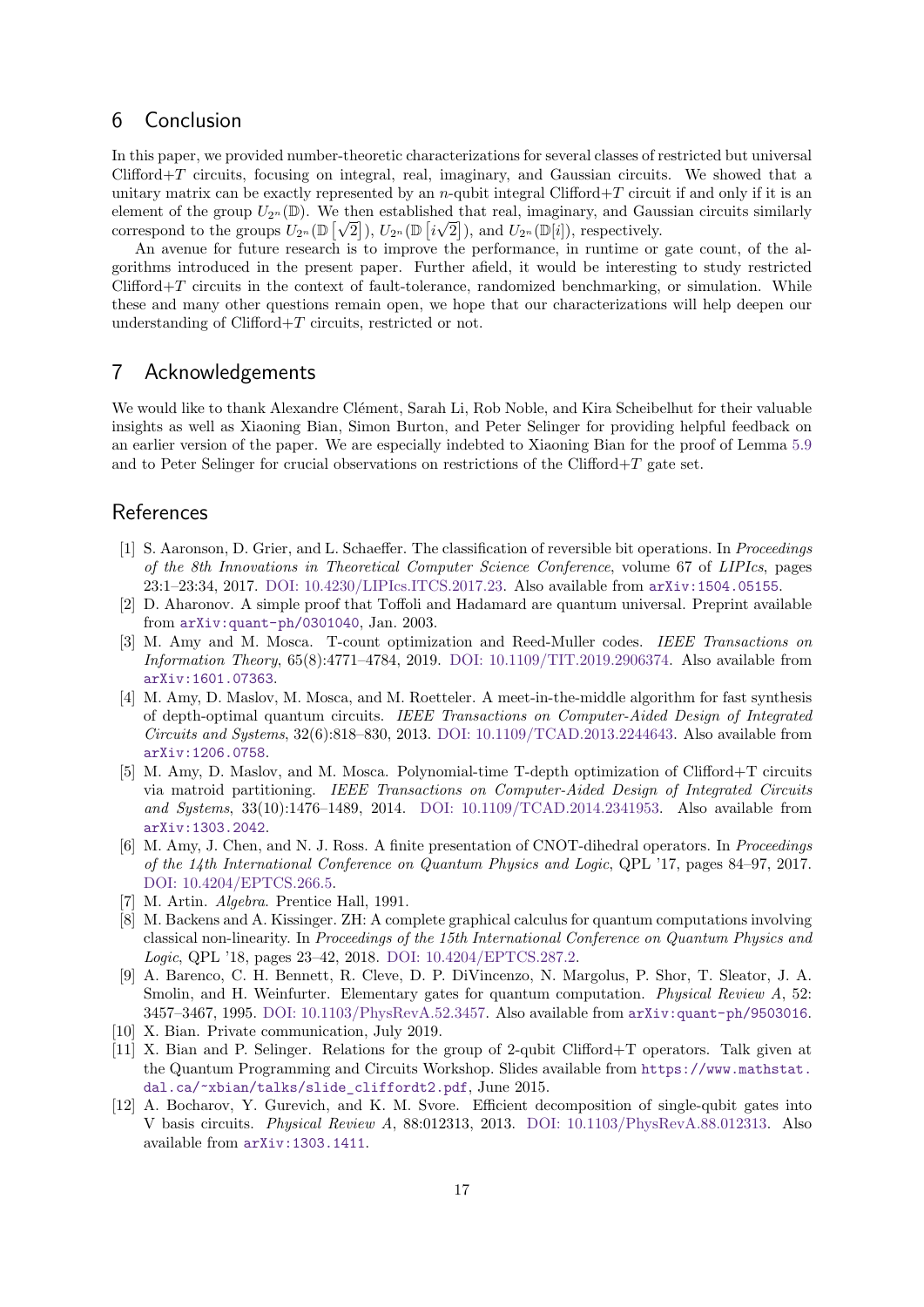## 6 Conclusion

In this paper, we provided number-theoretic characterizations for several classes of restricted but universal Clifford+$T$ circuits, focusing on integral, real, imaginary, and Gaussian circuits. We showed that a unitary matrix can be exactly represented by an $n$-qubit integral Clifford+$T$ circuit if and only if it is an element of the group $U_{2^n}(\mathbb{D})$. We then established that real, imaginary, and Gaussian circuits similarly correspond to the groups $U_{2^n}(\mathbb{D}[\sqrt{2}])$, $U_{2^n}(\mathbb{D}[i\sqrt{2}])$, and $U_{2^n}(\mathbb{D}[i])$, respectively.

An avenue for future research is to improve the performance, in runtime or gate count, of the algorithms introduced in the present paper. Further afield, it would be interesting to study restricted Clifford+$T$ circuits in the context of fault-tolerance, randomized benchmarking, or simulation. While these and many other questions remain open, we hope that our characterizations will help deepen our understanding of Clifford+$T$ circuits, restricted or not.

## 7 Acknowledgements

We would like to thank Alexandre Clément, Sarah Li, Rob Noble, and Kira Scheibelhut for their valuable insights as well as Xiaoning Bian, Simon Burton, and Peter Selinger for providing helpful feedback on an earlier version of the paper. We are especially indebted to Xiaoning Bian for the proof of Lemma 5.9 and to Peter Selinger for crucial observations on restrictions of the Clifford+$T$ gate set.

## References

[1] S. Aaronson, D. Grier, and L. Schaeffer. The classification of reversible bit operations. In *Proceedings of the 8th Innovations in Theoretical Computer Science Conference*, volume 67 of *LIPIcs*, pages 23:1–23:34, 2017. DOI: 10.4230/LIPIcs.ITCS.2017.23. Also available from arXiv:1504.05155.

[2] D. Aharonov. A simple proof that Toffoli and Hadamard are quantum universal. Preprint available from arXiv:quant-ph/0301040, Jan. 2003.

[3] M. Amy and M. Mosca. T-count optimization and Reed-Muller codes. *IEEE Transactions on Information Theory*, 65(8):4771–4784, 2019. DOI: 10.1109/TIT.2019.2906374. Also available from arXiv:1601.07363.

[4] M. Amy, D. Maslov, M. Mosca, and M. Roetteler. A meet-in-the-middle algorithm for fast synthesis of depth-optimal quantum circuits. *IEEE Transactions on Computer-Aided Design of Integrated Circuits and Systems*, 32(6):818–830, 2013. DOI: 10.1109/TCAD.2013.2244643. Also available from arXiv:1206.0758.

[5] M. Amy, D. Maslov, and M. Mosca. Polynomial-time T-depth optimization of Clifford+T circuits via matroid partitioning. *IEEE Transactions on Computer-Aided Design of Integrated Circuits and Systems*, 33(10):1476–1489, 2014. DOI: 10.1109/TCAD.2014.2341953. Also available from arXiv:1303.2042.

[6] M. Amy, J. Chen, and N. J. Ross. A finite presentation of CNOT-dihedral operators. In *Proceedings of the 14th International Conference on Quantum Physics and Logic*, QPL '17, pages 84–97, 2017. DOI: 10.4204/EPTCS.266.5.

[7] M. Artin. *Algebra*. Prentice Hall, 1991.

[8] M. Backens and A. Kissinger. ZH: A complete graphical calculus for quantum computations involving classical non-linearity. In *Proceedings of the 15th International Conference on Quantum Physics and Logic*, QPL '18, pages 23–42, 2018. DOI: 10.4204/EPTCS.287.2.

[9] A. Barenco, C. H. Bennett, R. Cleve, D. P. DiVincenzo, N. Margolus, P. Shor, T. Sleator, J. A. Smolin, and H. Weinfurter. Elementary gates for quantum computation. *Physical Review A*, 52: 3457–3467, 1995. DOI: 10.1103/PhysRevA.52.3457. Also available from arXiv:quant-ph/9503016.

[10] X. Bian. Private communication, July 2019.

[11] X. Bian and P. Selinger. Relations for the group of 2-qubit Clifford+T operators. Talk given at the Quantum Programming and Circuits Workshop. Slides available from https://www.mathstat.dal.ca/~xbian/talks/slide_cliffordt2.pdf, June 2015.

[12] A. Bocharov, Y. Gurevich, and K. M. Svore. Efficient decomposition of single-qubit gates into V basis circuits. *Physical Review A*, 88:012313, 2013. DOI: 10.1103/PhysRevA.88.012313. Also available from arXiv:1303.1411.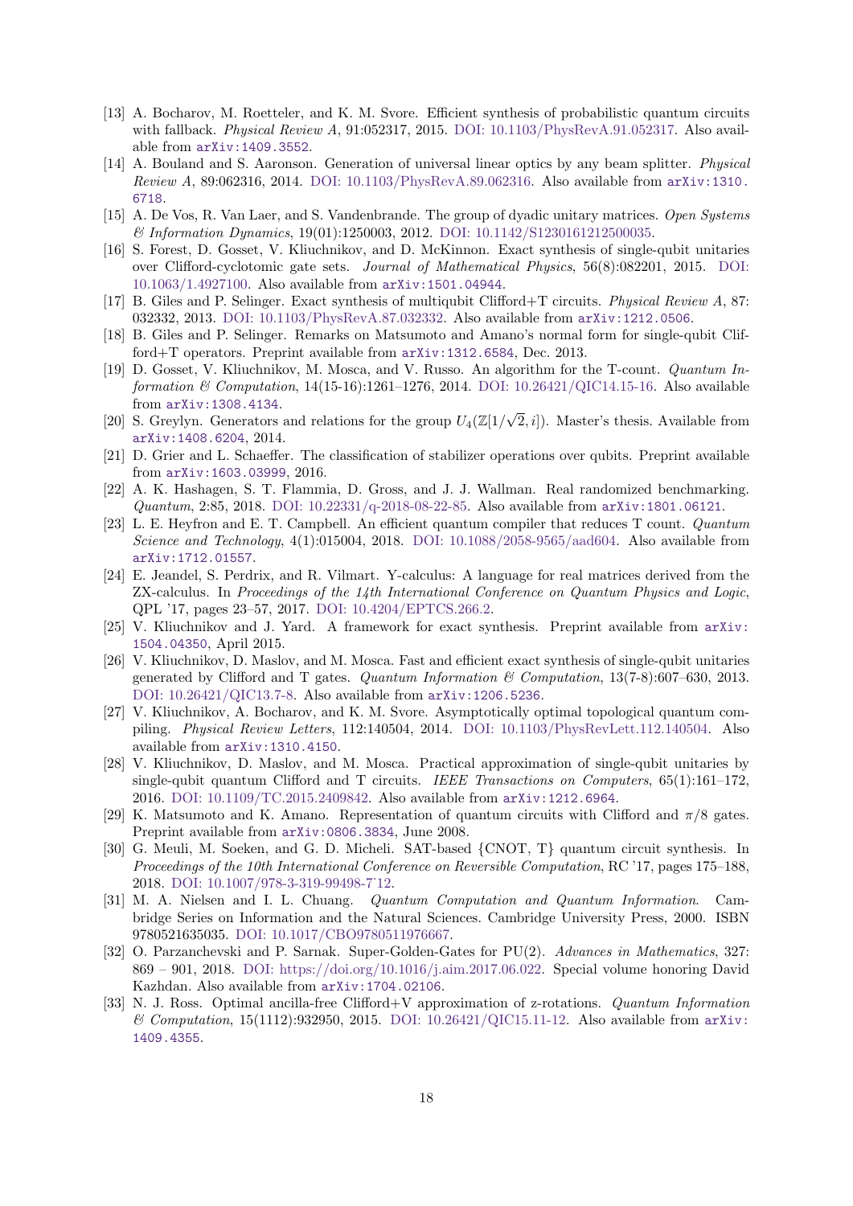[13] A. Bocharov, M. Roetteler, and K. M. Svore. Efficient synthesis of probabilistic quantum circuits with fallback. *Physical Review A*, 91:052317, 2015. DOI: 10.1103/PhysRevA.91.052317. Also available from arXiv:1409.3552.

[14] A. Bouland and S. Aaronson. Generation of universal linear optics by any beam splitter. *Physical Review A*, 89:062316, 2014. DOI: 10.1103/PhysRevA.89.062316. Also available from arXiv:1310.6718.

[15] A. De Vos, R. Van Laer, and S. Vandenbrande. The group of dyadic unitary matrices. *Open Systems & Information Dynamics*, 19(01):1250003, 2012. DOI: 10.1142/S1230161212500035.

[16] S. Forest, D. Gosset, V. Kliuchnikov, and D. McKinnon. Exact synthesis of single-qubit unitaries over Clifford-cyclotomic gate sets. *Journal of Mathematical Physics*, 56(8):082201, 2015. DOI: 10.1063/1.4927100. Also available from arXiv:1501.04944.

[17] B. Giles and P. Selinger. Exact synthesis of multiqubit Clifford+T circuits. *Physical Review A*, 87: 032332, 2013. DOI: 10.1103/PhysRevA.87.032332. Also available from arXiv:1212.0506.

[18] B. Giles and P. Selinger. Remarks on Matsumoto and Amano's normal form for single-qubit Clifford+T operators. Preprint available from arXiv:1312.6584, Dec. 2013.

[19] D. Gosset, V. Kliuchnikov, M. Mosca, and V. Russo. An algorithm for the T-count. *Quantum Information & Computation*, 14(15-16):1261–1276, 2014. DOI: 10.26421/QIC14.15-16. Also available from arXiv:1308.4134.

[20] S. Greylyn. Generators and relations for the group $U_4(\mathbb{Z}[1/\sqrt{2}, i])$. Master's thesis. Available from arXiv:1408.6204, 2014.

[21] D. Grier and L. Schaeffer. The classification of stabilizer operations over qubits. Preprint available from arXiv:1603.03999, 2016.

[22] A. K. Hashagen, S. T. Flammia, D. Gross, and J. J. Wallman. Real randomized benchmarking. *Quantum*, 2:85, 2018. DOI: 10.22331/q-2018-08-22-85. Also available from arXiv:1801.06121.

[23] L. E. Heyfron and E. T. Campbell. An efficient quantum compiler that reduces T count. *Quantum Science and Technology*, 4(1):015004, 2018. DOI: 10.1088/2058-9565/aad604. Also available from arXiv:1712.01557.

[24] E. Jeandel, S. Perdrix, and R. Vilmart. Y-calculus: A language for real matrices derived from the ZX-calculus. In *Proceedings of the 14th International Conference on Quantum Physics and Logic*, QPL '17, pages 23–57, 2017. DOI: 10.4204/EPTCS.266.2.

[25] V. Kliuchnikov and J. Yard. A framework for exact synthesis. Preprint available from arXiv:1504.04350, April 2015.

[26] V. Kliuchnikov, D. Maslov, and M. Mosca. Fast and efficient exact synthesis of single-qubit unitaries generated by Clifford and T gates. *Quantum Information & Computation*, 13(7-8):607–630, 2013. DOI: 10.26421/QIC13.7-8. Also available from arXiv:1206.5236.

[27] V. Kliuchnikov, A. Bocharov, and K. M. Svore. Asymptotically optimal topological quantum compiling. *Physical Review Letters*, 112:140504, 2014. DOI: 10.1103/PhysRevLett.112.140504. Also available from arXiv:1310.4150.

[28] V. Kliuchnikov, D. Maslov, and M. Mosca. Practical approximation of single-qubit unitaries by single-qubit quantum Clifford and T circuits. *IEEE Transactions on Computers*, 65(1):161–172, 2016. DOI: 10.1109/TC.2015.2409842. Also available from arXiv:1212.6964.

[29] K. Matsumoto and K. Amano. Representation of quantum circuits with Clifford and $\pi/8$ gates. Preprint available from arXiv:0806.3834, June 2008.

[30] G. Meuli, M. Soeken, and G. D. Micheli. SAT-based {CNOT, T} quantum circuit synthesis. In *Proceedings of the 10th International Conference on Reversible Computation*, RC '17, pages 175–188, 2018. DOI: 10.1007/978-3-319-99498-7_12.

[31] M. A. Nielsen and I. L. Chuang. *Quantum Computation and Quantum Information*. Cambridge Series on Information and the Natural Sciences. Cambridge University Press, 2000. ISBN 9780521635035. DOI: 10.1017/CBO9780511976667.

[32] O. Parzanchevski and P. Sarnak. Super-Golden-Gates for PU(2). *Advances in Mathematics*, 327: 869 – 901, 2018. DOI: https://doi.org/10.1016/j.aim.2017.06.022. Special volume honoring David Kazhdan. Also available from arXiv:1704.02106.

[33] N. J. Ross. Optimal ancilla-free Clifford+V approximation of z-rotations. *Quantum Information & Computation*, 15(1112):932950, 2015. DOI: 10.26421/QIC15.11-12. Also available from arXiv:1409.4355.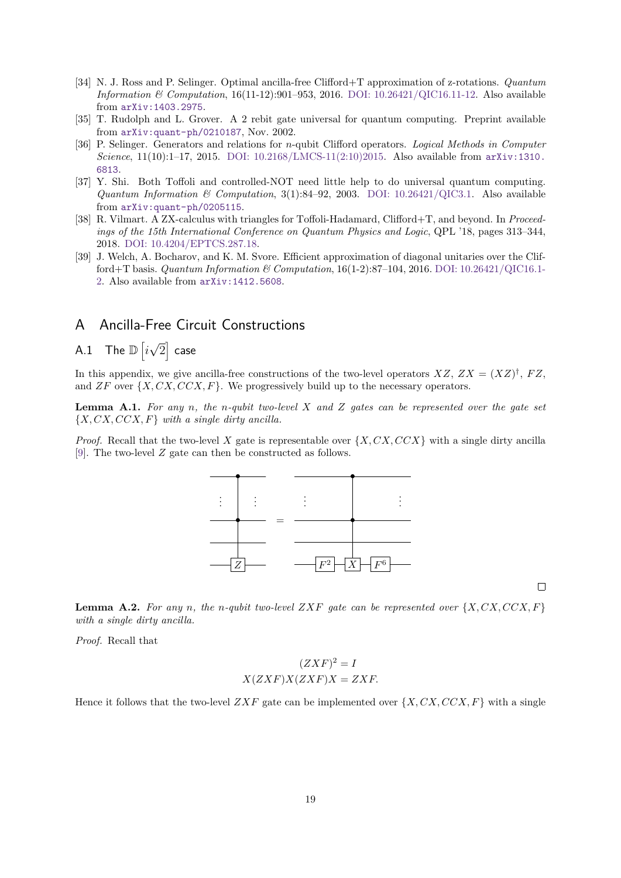[34] N. J. Ross and P. Selinger. Optimal ancilla-free Clifford+T approximation of z-rotations. *Quantum Information & Computation*, 16(11-12):901–953, 2016. DOI: 10.26421/QIC16.11-12. Also available from arXiv:1403.2975.

[35] T. Rudolph and L. Grover. A 2 rebit gate universal for quantum computing. Preprint available from arXiv:quant-ph/0210187, Nov. 2002.

[36] P. Selinger. Generators and relations for $n$-qubit Clifford operators. *Logical Methods in Computer Science*, 11(10):1–17, 2015. DOI: 10.2168/LMCS-11(2:10)2015. Also available from arXiv:1310.6813.

[37] Y. Shi. Both Toffoli and controlled-NOT need little help to do universal quantum computing. *Quantum Information & Computation*, 3(1):84–92, 2003. DOI: 10.26421/QIC3.1. Also available from arXiv:quant-ph/0205115.

[38] R. Vilmart. A ZX-calculus with triangles for Toffoli-Hadamard, Clifford+T, and beyond. In *Proceedings of the 15th International Conference on Quantum Physics and Logic*, QPL '18, pages 313–344, 2018. DOI: 10.4204/EPTCS.287.18.

[39] J. Welch, A. Bocharov, and K. M. Svore. Efficient approximation of diagonal unitaries over the Clifford+T basis. *Quantum Information & Computation*, 16(1-2):87–104, 2016. DOI: 10.26421/QIC16.1-2. Also available from arXiv:1412.5608.

# A Ancilla-Free Circuit Constructions

## A.1 The $\mathbb{D}\left[i\sqrt{2}\right]$ case

In this appendix, we give ancilla-free constructions of the two-level operators $XZ$, $ZX = (XZ)^\dagger$, $FZ$, and $ZF$ over $\{X, CX, CCX, F\}$. We progressively build up to the necessary operators.

**Lemma A.1.** *For any $n$, the $n$-qubit two-level $X$ and $Z$ gates can be represented over the gate set $\{X, CX, CCX, F\}$ with a single dirty ancilla.*

*Proof.* Recall that the two-level $X$ gate is representable over $\{X, CX, CCX\}$ with a single dirty ancilla [9]. The two-level $Z$ gate can then be constructed as follows.

[Circuit: a multi-controlled $Z$ gate (controls on the top wires, idle wire, target on bottom wire) equals $F^2$ on the bottom wire, followed by the same multi-controlled $X$ gate, followed by $F^6$ on the bottom wire.]

∎

**Lemma A.2.** *For any $n$, the $n$-qubit two-level $ZXF$ gate can be represented over $\{X, CX, CCX, F\}$ with a single dirty ancilla.*

*Proof.* Recall that

$$(ZXF)^2 = I$$
$$X(ZXF)X(ZXF)X = ZXF.$$

Hence it follows that the two-level $ZXF$ gate can be implemented over $\{X, CX, CCX, F\}$ with a single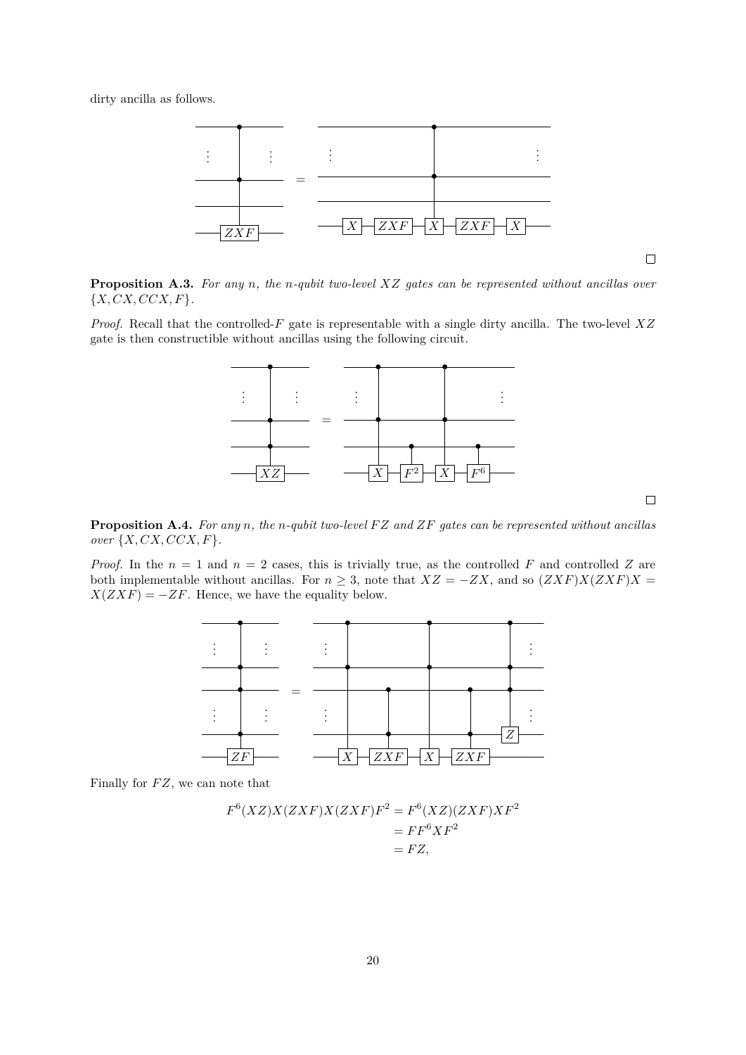dirty ancilla as follows.

□

**Proposition A.3.** *For any $n$, the $n$-qubit two-level $XZ$ gates can be represented without ancillas over $\{X, CX, CCX, F\}$.*

*Proof.* Recall that the controlled-$F$ gate is representable with a single dirty ancilla. The two-level $XZ$ gate is then constructible without ancillas using the following circuit.

□

**Proposition A.4.** *For any $n$, the $n$-qubit two-level $FZ$ and $ZF$ gates can be represented without ancillas over $\{X, CX, CCX, F\}$.*

*Proof.* In the $n = 1$ and $n = 2$ cases, this is trivially true, as the controlled $F$ and controlled $Z$ are both implementable without ancillas. For $n \geq 3$, note that $XZ = -ZX$, and so $(ZXF)X(ZXF)X = X(ZXF) = -ZF$. Hence, we have the equality below.

Finally for $FZ$, we can note that

$$
\begin{aligned}
F^6(XZ)X(ZXF)X(ZXF)F^2 &= F^6(XZ)(ZXF)XF^2 \\
&= FF^6XF^2 \\
&= FZ,
\end{aligned}
$$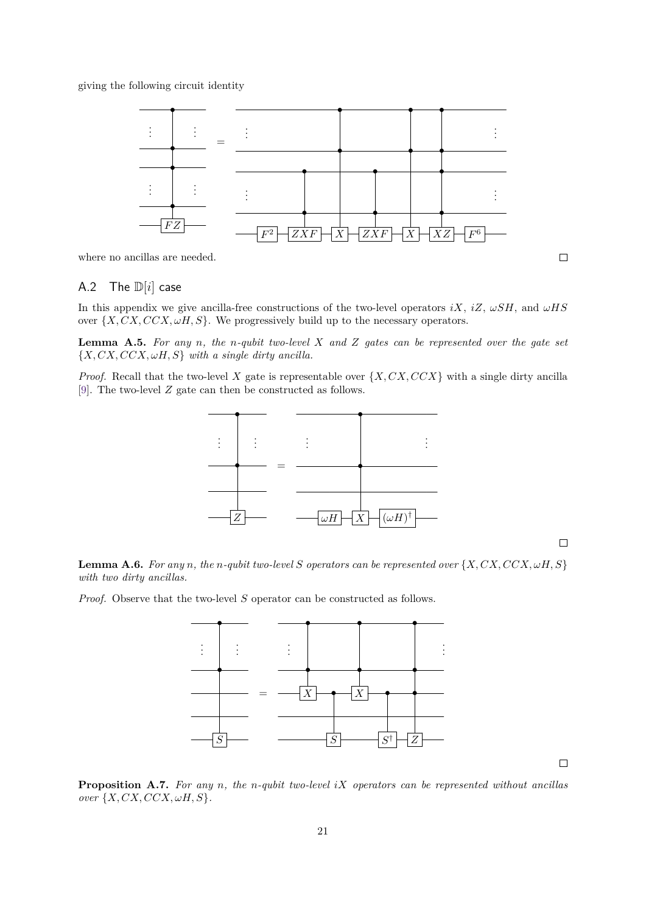giving the following circuit identity

where no ancillas are needed. □

## A.2 The $\mathbb{D}[i]$ case

In this appendix we give ancilla-free constructions of the two-level operators $iX$, $iZ$, $\omega SH$, and $\omega HS$ over $\{X, CX, CCX, \omega H, S\}$. We progressively build up to the necessary operators.

**Lemma A.5.** *For any $n$, the $n$-qubit two-level $X$ and $Z$ gates can be represented over the gate set $\{X, CX, CCX, \omega H, S\}$ with a single dirty ancilla.*

*Proof.* Recall that the two-level $X$ gate is representable over $\{X, CX, CCX\}$ with a single dirty ancilla [9]. The two-level $Z$ gate can then be constructed as follows.

□

**Lemma A.6.** *For any $n$, the $n$-qubit two-level $S$ operators can be represented over $\{X, CX, CCX, \omega H, S\}$ with two dirty ancillas.*

*Proof.* Observe that the two-level $S$ operator can be constructed as follows.

□

**Proposition A.7.** *For any $n$, the $n$-qubit two-level $iX$ operators can be represented without ancillas over $\{X, CX, CCX, \omega H, S\}$.*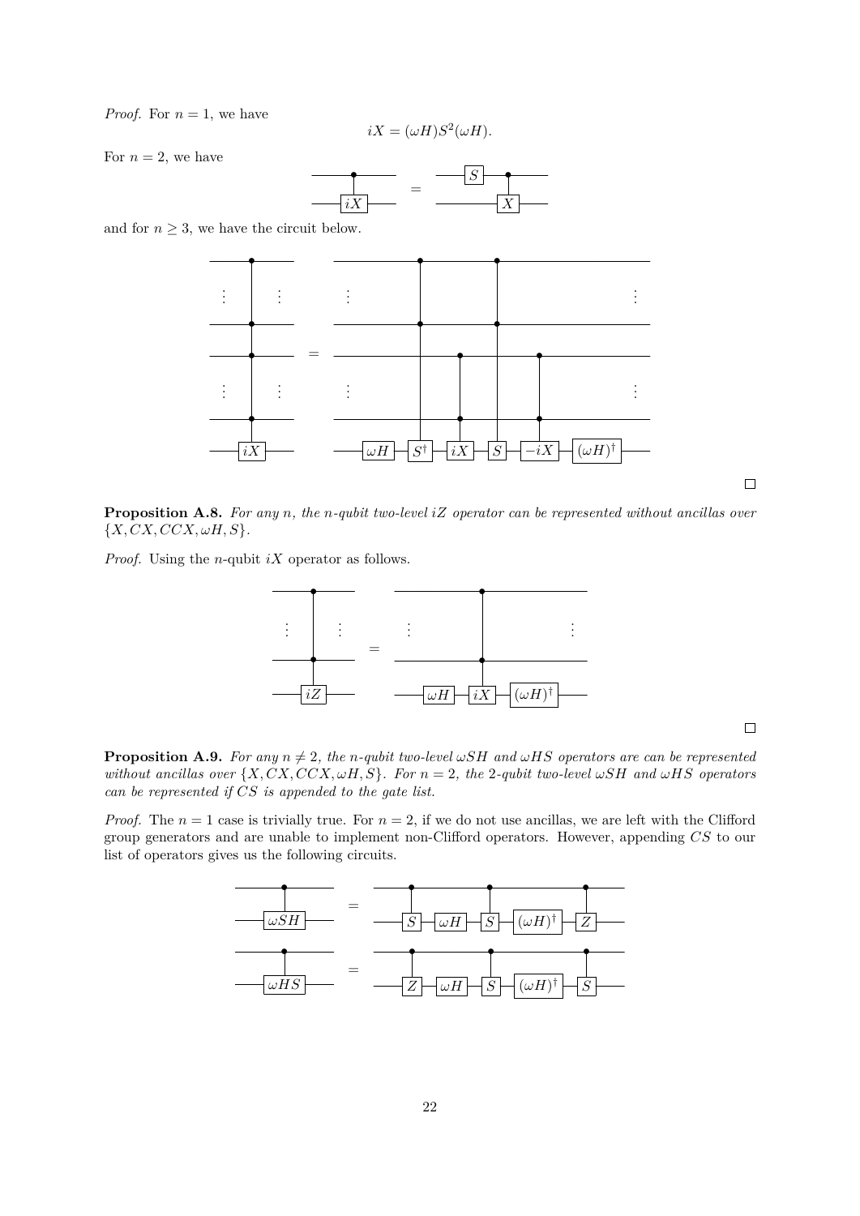*Proof.* For $n = 1$, we have

$$iX = (\omega H)S^2(\omega H).$$

For $n = 2$, we have

and for $n \geq 3$, we have the circuit below.

□

**Proposition A.8.** *For any $n$, the $n$-qubit two-level $iZ$ operator can be represented without ancillas over $\{X, CX, CCX, \omega H, S\}$.*

*Proof.* Using the $n$-qubit $iX$ operator as follows.

□

**Proposition A.9.** *For any $n \neq 2$, the $n$-qubit two-level $\omega SH$ and $\omega HS$ operators are can be represented without ancillas over $\{X, CX, CCX, \omega H, S\}$. For $n = 2$, the 2-qubit two-level $\omega SH$ and $\omega HS$ operators can be represented if $CS$ is appended to the gate list.*

*Proof.* The $n = 1$ case is trivially true. For $n = 2$, if we do not use ancillas, we are left with the Clifford group generators and are unable to implement non-Clifford operators. However, appending $CS$ to our list of operators gives us the following circuits.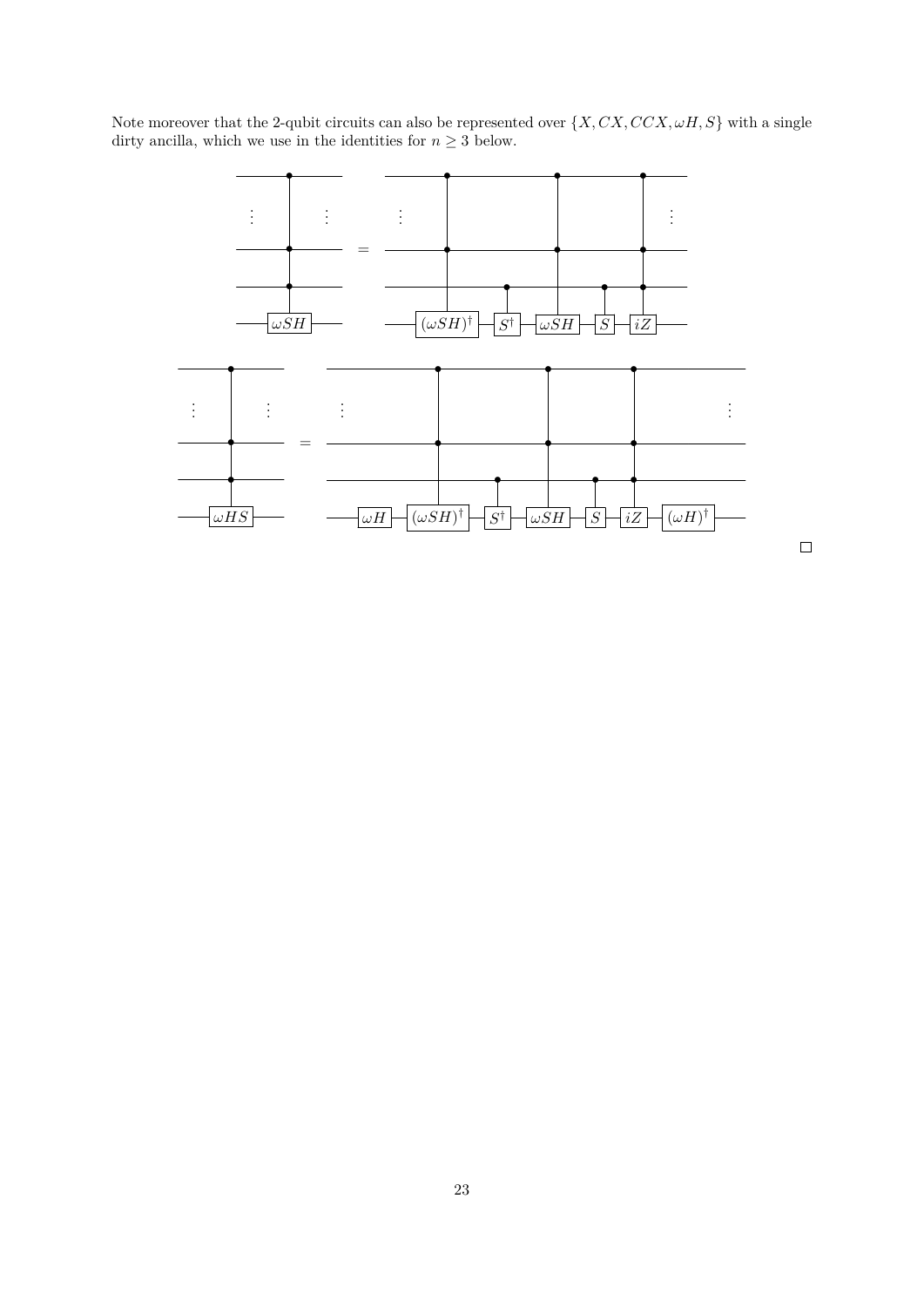Note moreover that the 2-qubit circuits can also be represented over $\{X, CX, CCX, \omega H, S\}$ with a single dirty ancilla, which we use in the identities for $n \geq 3$ below.

$\omega SH$

$=$

$(\omega SH)^\dagger$ $S^\dagger$ $\omega SH$ $S$ $iZ$

$\omega HS$

$=$

$\omega H$ $(\omega SH)^\dagger$ $S^\dagger$ $\omega SH$ $S$ $iZ$ $(\omega H)^\dagger$

□